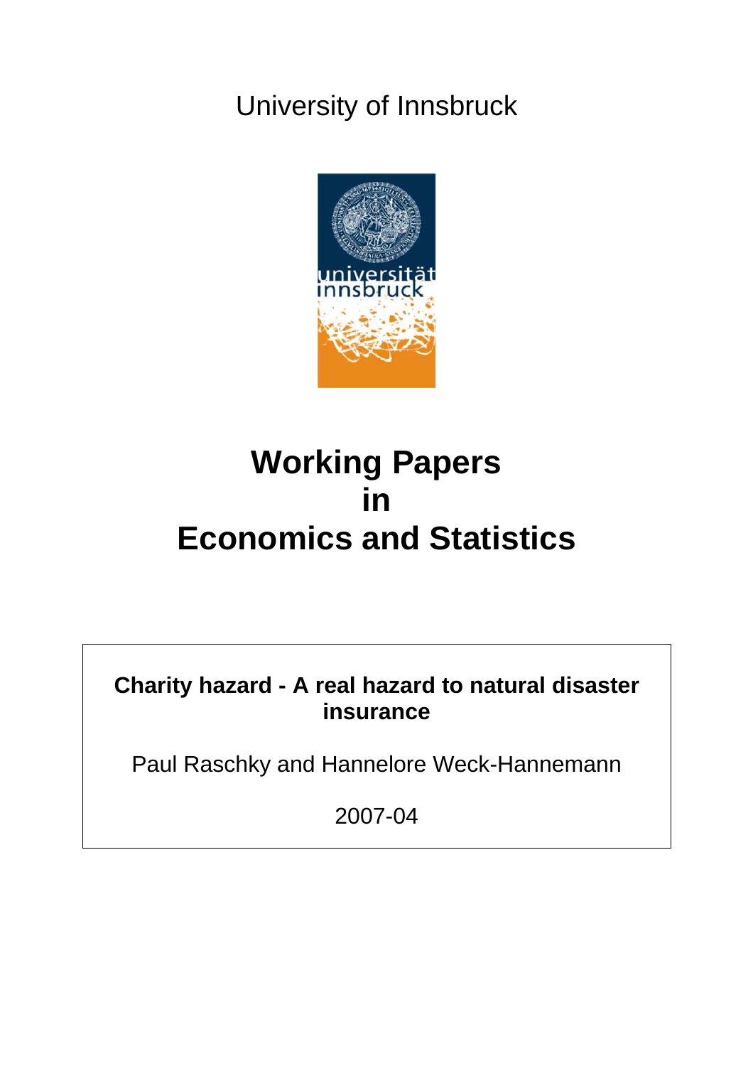University of Innsbruck

# Working Papers in Economics and Statistics

**Charity hazard - A real hazard to natural disaster insurance**

Paul Raschky and Hannelore Weck-Hannemann

2007-04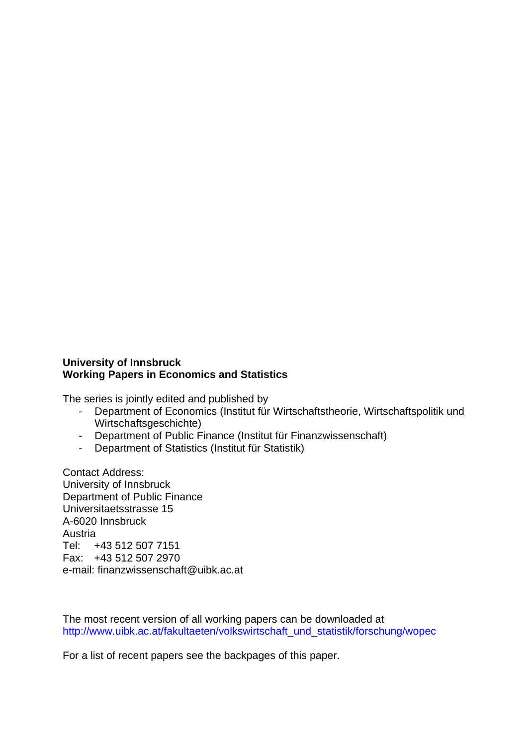**University of Innsbruck**
**Working Papers in Economics and Statistics**

The series is jointly edited and published by

- Department of Economics (Institut für Wirtschaftstheorie, Wirtschaftspolitik und Wirtschaftsgeschichte)
- Department of Public Finance (Institut für Finanzwissenschaft)
- Department of Statistics (Institut für Statistik)

Contact Address:
University of Innsbruck
Department of Public Finance
Universitaetsstrasse 15
A-6020 Innsbruck
Austria
Tel: +43 512 507 7151
Fax: +43 512 507 2970
e-mail: finanzwissenschaft@uibk.ac.at

The most recent version of all working papers can be downloaded at
http://www.uibk.ac.at/fakultaeten/volkswirtschaft_und_statistik/forschung/wopec

For a list of recent papers see the backpages of this paper.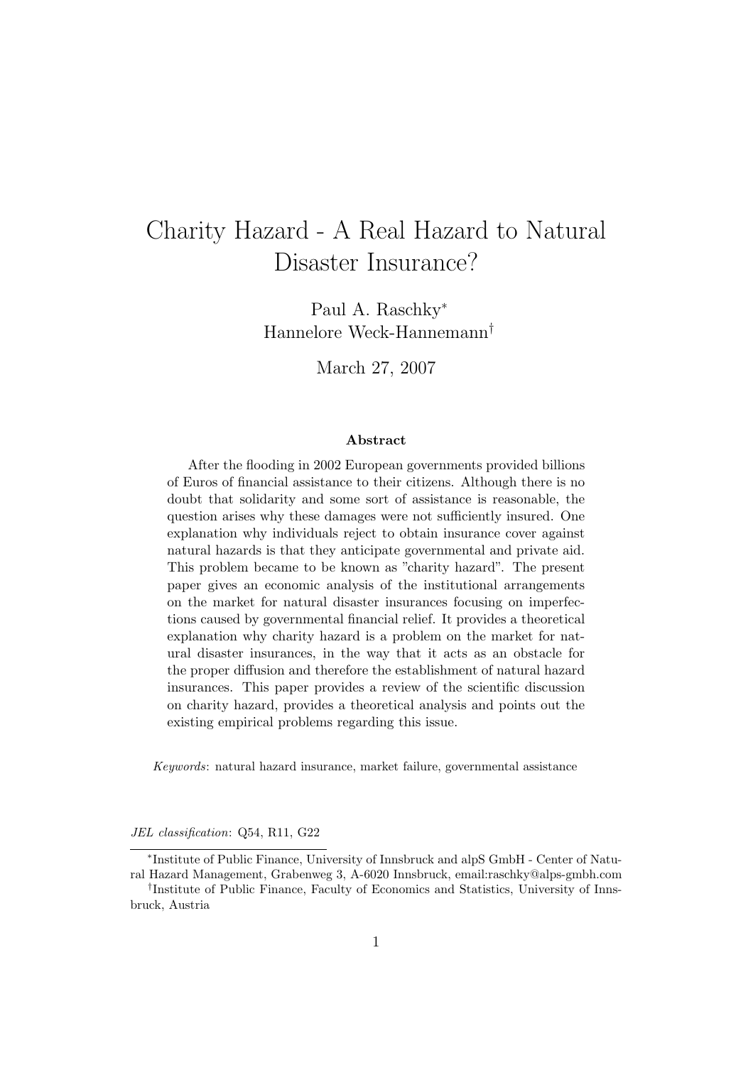# Charity Hazard - A Real Hazard to Natural Disaster Insurance?

Paul A. Raschky[*]
Hannelore Weck-Hannemann[†]

March 27, 2007

### Abstract

After the flooding in 2002 European governments provided billions of Euros of financial assistance to their citizens. Although there is no doubt that solidarity and some sort of assistance is reasonable, the question arises why these damages were not sufficiently insured. One explanation why individuals reject to obtain insurance cover against natural hazards is that they anticipate governmental and private aid. This problem became to be known as "charity hazard". The present paper gives an economic analysis of the institutional arrangements on the market for natural disaster insurances focusing on imperfections caused by governmental financial relief. It provides a theoretical explanation why charity hazard is a problem on the market for natural disaster insurances, in the way that it acts as an obstacle for the proper diffusion and therefore the establishment of natural hazard insurances. This paper provides a review of the scientific discussion on charity hazard, provides a theoretical analysis and points out the existing empirical problems regarding this issue.

*Keywords*: natural hazard insurance, market failure, governmental assistance

*JEL classification*: Q54, R11, G22

[*] Institute of Public Finance, University of Innsbruck and alpS GmbH - Center of Natural Hazard Management, Grabenweg 3, A-6020 Innsbruck, email:raschky@alps-gmbh.com

[†] Institute of Public Finance, Faculty of Economics and Statistics, University of Innsbruck, Austria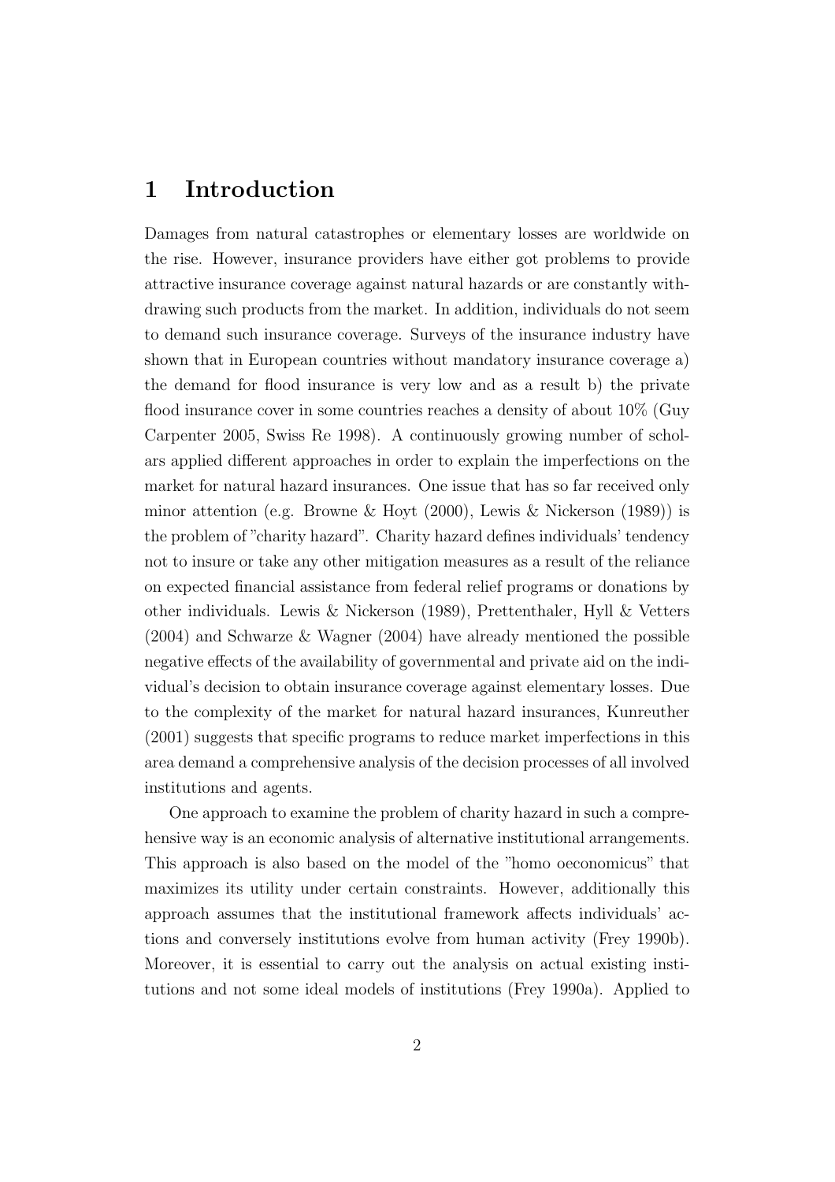# 1 Introduction

Damages from natural catastrophes or elementary losses are worldwide on the rise. However, insurance providers have either got problems to provide attractive insurance coverage against natural hazards or are constantly withdrawing such products from the market. In addition, individuals do not seem to demand such insurance coverage. Surveys of the insurance industry have shown that in European countries without mandatory insurance coverage a) the demand for flood insurance is very low and as a result b) the private flood insurance cover in some countries reaches a density of about 10% (Guy Carpenter 2005, Swiss Re 1998). A continuously growing number of scholars applied different approaches in order to explain the imperfections on the market for natural hazard insurances. One issue that has so far received only minor attention (e.g. Browne & Hoyt (2000), Lewis & Nickerson (1989)) is the problem of "charity hazard". Charity hazard defines individuals' tendency not to insure or take any other mitigation measures as a result of the reliance on expected financial assistance from federal relief programs or donations by other individuals. Lewis & Nickerson (1989), Prettenthaler, Hyll & Vetters (2004) and Schwarze & Wagner (2004) have already mentioned the possible negative effects of the availability of governmental and private aid on the individual's decision to obtain insurance coverage against elementary losses. Due to the complexity of the market for natural hazard insurances, Kunreuther (2001) suggests that specific programs to reduce market imperfections in this area demand a comprehensive analysis of the decision processes of all involved institutions and agents.

One approach to examine the problem of charity hazard in such a comprehensive way is an economic analysis of alternative institutional arrangements. This approach is also based on the model of the "homo oeconomicus" that maximizes its utility under certain constraints. However, additionally this approach assumes that the institutional framework affects individuals' actions and conversely institutions evolve from human activity (Frey 1990b). Moreover, it is essential to carry out the analysis on actual existing institutions and not some ideal models of institutions (Frey 1990a). Applied to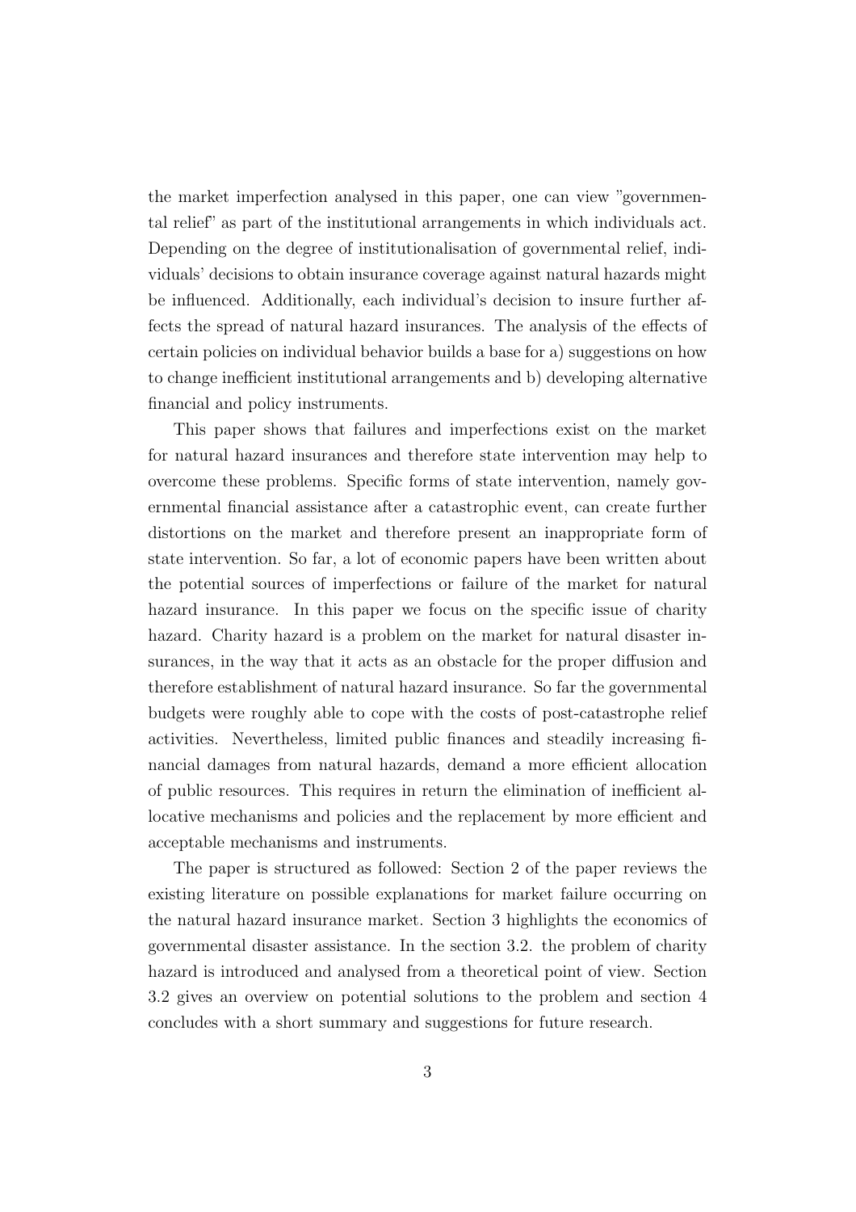the market imperfection analysed in this paper, one can view "governmental relief" as part of the institutional arrangements in which individuals act. Depending on the degree of institutionalisation of governmental relief, individuals' decisions to obtain insurance coverage against natural hazards might be influenced. Additionally, each individual's decision to insure further affects the spread of natural hazard insurances. The analysis of the effects of certain policies on individual behavior builds a base for a) suggestions on how to change inefficient institutional arrangements and b) developing alternative financial and policy instruments.

This paper shows that failures and imperfections exist on the market for natural hazard insurances and therefore state intervention may help to overcome these problems. Specific forms of state intervention, namely governmental financial assistance after a catastrophic event, can create further distortions on the market and therefore present an inappropriate form of state intervention. So far, a lot of economic papers have been written about the potential sources of imperfections or failure of the market for natural hazard insurance. In this paper we focus on the specific issue of charity hazard. Charity hazard is a problem on the market for natural disaster insurances, in the way that it acts as an obstacle for the proper diffusion and therefore establishment of natural hazard insurance. So far the governmental budgets were roughly able to cope with the costs of post-catastrophe relief activities. Nevertheless, limited public finances and steadily increasing financial damages from natural hazards, demand a more efficient allocation of public resources. This requires in return the elimination of inefficient allocative mechanisms and policies and the replacement by more efficient and acceptable mechanisms and instruments.

The paper is structured as followed: Section 2 of the paper reviews the existing literature on possible explanations for market failure occurring on the natural hazard insurance market. Section 3 highlights the economics of governmental disaster assistance. In the section 3.2. the problem of charity hazard is introduced and analysed from a theoretical point of view. Section 3.2 gives an overview on potential solutions to the problem and section 4 concludes with a short summary and suggestions for future research.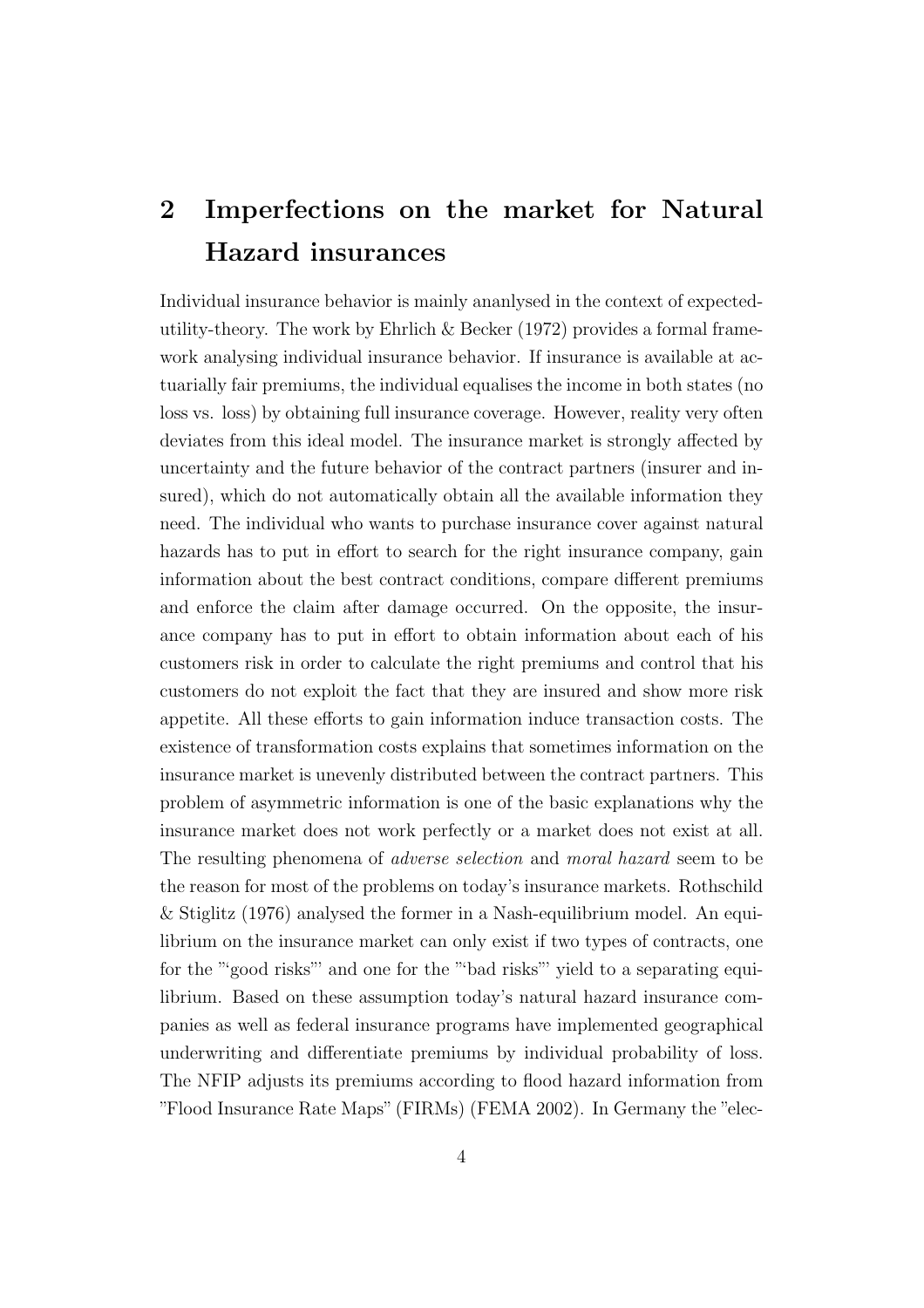## 2 Imperfections on the market for Natural Hazard insurances

Individual insurance behavior is mainly ananlysed in the context of expected-utility-theory. The work by Ehrlich & Becker (1972) provides a formal framework analysing individual insurance behavior. If insurance is available at actuarially fair premiums, the individual equalises the income in both states (no loss vs. loss) by obtaining full insurance coverage. However, reality very often deviates from this ideal model. The insurance market is strongly affected by uncertainty and the future behavior of the contract partners (insurer and insured), which do not automatically obtain all the available information they need. The individual who wants to purchase insurance cover against natural hazards has to put in effort to search for the right insurance company, gain information about the best contract conditions, compare different premiums and enforce the claim after damage occurred. On the opposite, the insurance company has to put in effort to obtain information about each of his customers risk in order to calculate the right premiums and control that his customers do not exploit the fact that they are insured and show more risk appetite. All these efforts to gain information induce transaction costs. The existence of transformation costs explains that sometimes information on the insurance market is unevenly distributed between the contract partners. This problem of asymmetric information is one of the basic explanations why the insurance market does not work perfectly or a market does not exist at all. The resulting phenomena of *adverse selection* and *moral hazard* seem to be the reason for most of the problems on today's insurance markets. Rothschild & Stiglitz (1976) analysed the former in a Nash-equilibrium model. An equilibrium on the insurance market can only exist if two types of contracts, one for the "'good risks"' and one for the "'bad risks"' yield to a separating equilibrium. Based on these assumption today's natural hazard insurance companies as well as federal insurance programs have implemented geographical underwriting and differentiate premiums by individual probability of loss. The NFIP adjusts its premiums according to flood hazard information from "Flood Insurance Rate Maps" (FIRMs) (FEMA 2002). In Germany the "elec-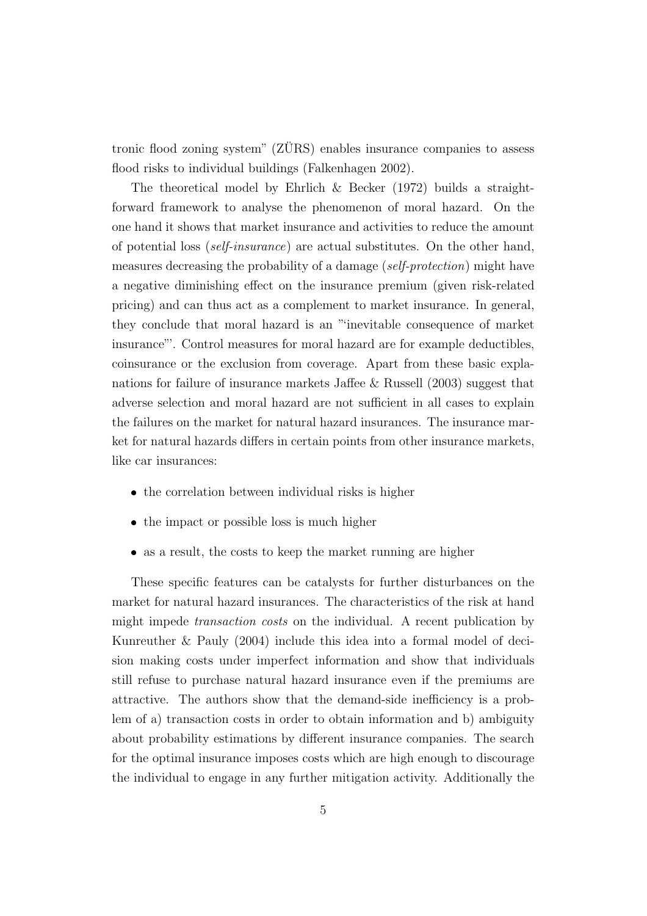tronic flood zoning system" (ZÜRS) enables insurance companies to assess flood risks to individual buildings (Falkenhagen 2002).

The theoretical model by Ehrlich & Becker (1972) builds a straightforward framework to analyse the phenomenon of moral hazard. On the one hand it shows that market insurance and activities to reduce the amount of potential loss (*self-insurance*) are actual substitutes. On the other hand, measures decreasing the probability of a damage (*self-protection*) might have a negative diminishing effect on the insurance premium (given risk-related pricing) and can thus act as a complement to market insurance. In general, they conclude that moral hazard is an "'inevitable consequence of market insurance"'. Control measures for moral hazard are for example deductibles, coinsurance or the exclusion from coverage. Apart from these basic explanations for failure of insurance markets Jaffee & Russell (2003) suggest that adverse selection and moral hazard are not sufficient in all cases to explain the failures on the market for natural hazard insurances. The insurance market for natural hazards differs in certain points from other insurance markets, like car insurances:

- the correlation between individual risks is higher
- the impact or possible loss is much higher
- as a result, the costs to keep the market running are higher

These specific features can be catalysts for further disturbances on the market for natural hazard insurances. The characteristics of the risk at hand might impede *transaction costs* on the individual. A recent publication by Kunreuther & Pauly (2004) include this idea into a formal model of decision making costs under imperfect information and show that individuals still refuse to purchase natural hazard insurance even if the premiums are attractive. The authors show that the demand-side inefficiency is a problem of a) transaction costs in order to obtain information and b) ambiguity about probability estimations by different insurance companies. The search for the optimal insurance imposes costs which are high enough to discourage the individual to engage in any further mitigation activity. Additionally the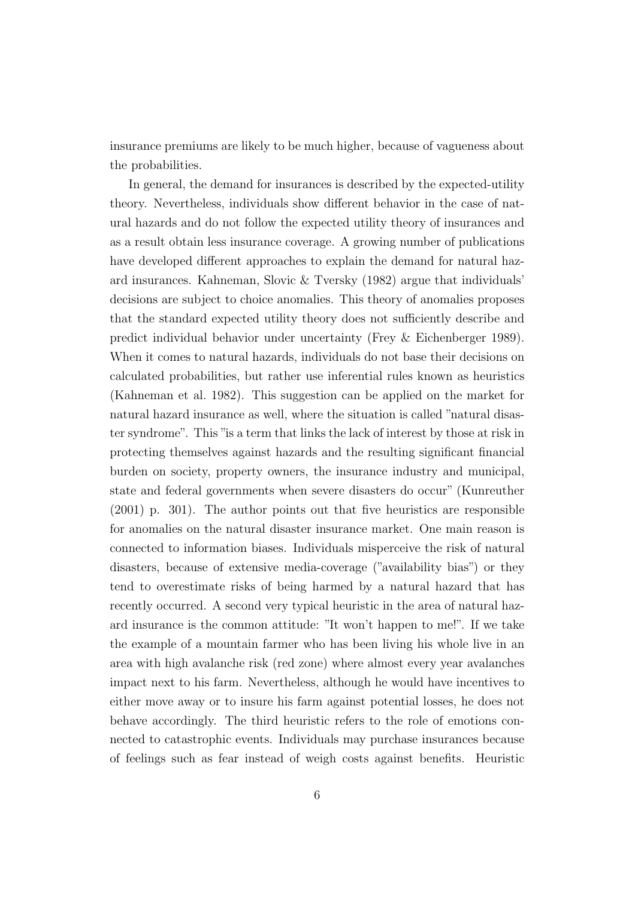insurance premiums are likely to be much higher, because of vagueness about the probabilities.

In general, the demand for insurances is described by the expected-utility theory. Nevertheless, individuals show different behavior in the case of natural hazards and do not follow the expected utility theory of insurances and as a result obtain less insurance coverage. A growing number of publications have developed different approaches to explain the demand for natural hazard insurances. Kahneman, Slovic & Tversky (1982) argue that individuals' decisions are subject to choice anomalies. This theory of anomalies proposes that the standard expected utility theory does not sufficiently describe and predict individual behavior under uncertainty (Frey & Eichenberger 1989). When it comes to natural hazards, individuals do not base their decisions on calculated probabilities, but rather use inferential rules known as heuristics (Kahneman et al. 1982). This suggestion can be applied on the market for natural hazard insurance as well, where the situation is called "natural disaster syndrome". This "is a term that links the lack of interest by those at risk in protecting themselves against hazards and the resulting significant financial burden on society, property owners, the insurance industry and municipal, state and federal governments when severe disasters do occur" (Kunreuther (2001) p. 301). The author points out that five heuristics are responsible for anomalies on the natural disaster insurance market. One main reason is connected to information biases. Individuals misperceive the risk of natural disasters, because of extensive media-coverage ("availability bias") or they tend to overestimate risks of being harmed by a natural hazard that has recently occurred. A second very typical heuristic in the area of natural hazard insurance is the common attitude: "It won't happen to me!". If we take the example of a mountain farmer who has been living his whole live in an area with high avalanche risk (red zone) where almost every year avalanches impact next to his farm. Nevertheless, although he would have incentives to either move away or to insure his farm against potential losses, he does not behave accordingly. The third heuristic refers to the role of emotions connected to catastrophic events. Individuals may purchase insurances because of feelings such as fear instead of weigh costs against benefits. Heuristic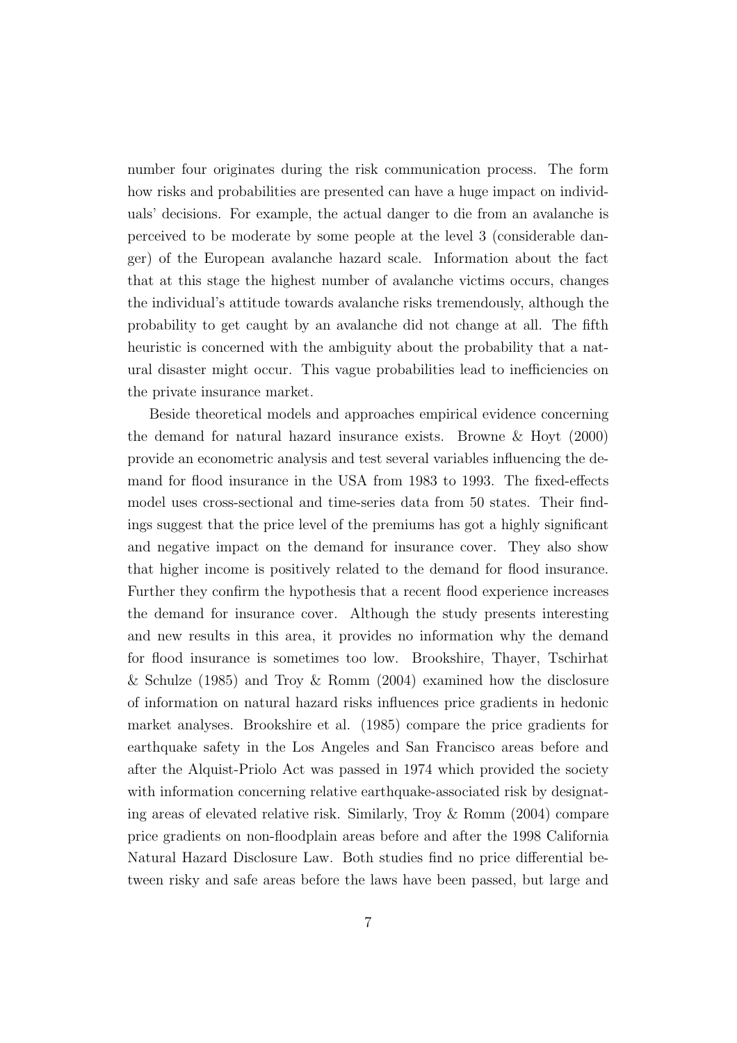number four originates during the risk communication process. The form how risks and probabilities are presented can have a huge impact on individuals' decisions. For example, the actual danger to die from an avalanche is perceived to be moderate by some people at the level 3 (considerable danger) of the European avalanche hazard scale. Information about the fact that at this stage the highest number of avalanche victims occurs, changes the individual's attitude towards avalanche risks tremendously, although the probability to get caught by an avalanche did not change at all. The fifth heuristic is concerned with the ambiguity about the probability that a natural disaster might occur. This vague probabilities lead to inefficiencies on the private insurance market.

Beside theoretical models and approaches empirical evidence concerning the demand for natural hazard insurance exists. Browne & Hoyt (2000) provide an econometric analysis and test several variables influencing the demand for flood insurance in the USA from 1983 to 1993. The fixed-effects model uses cross-sectional and time-series data from 50 states. Their findings suggest that the price level of the premiums has got a highly significant and negative impact on the demand for insurance cover. They also show that higher income is positively related to the demand for flood insurance. Further they confirm the hypothesis that a recent flood experience increases the demand for insurance cover. Although the study presents interesting and new results in this area, it provides no information why the demand for flood insurance is sometimes too low. Brookshire, Thayer, Tschirhat & Schulze (1985) and Troy & Romm (2004) examined how the disclosure of information on natural hazard risks influences price gradients in hedonic market analyses. Brookshire et al. (1985) compare the price gradients for earthquake safety in the Los Angeles and San Francisco areas before and after the Alquist-Priolo Act was passed in 1974 which provided the society with information concerning relative earthquake-associated risk by designating areas of elevated relative risk. Similarly, Troy & Romm (2004) compare price gradients on non-floodplain areas before and after the 1998 California Natural Hazard Disclosure Law. Both studies find no price differential between risky and safe areas before the laws have been passed, but large and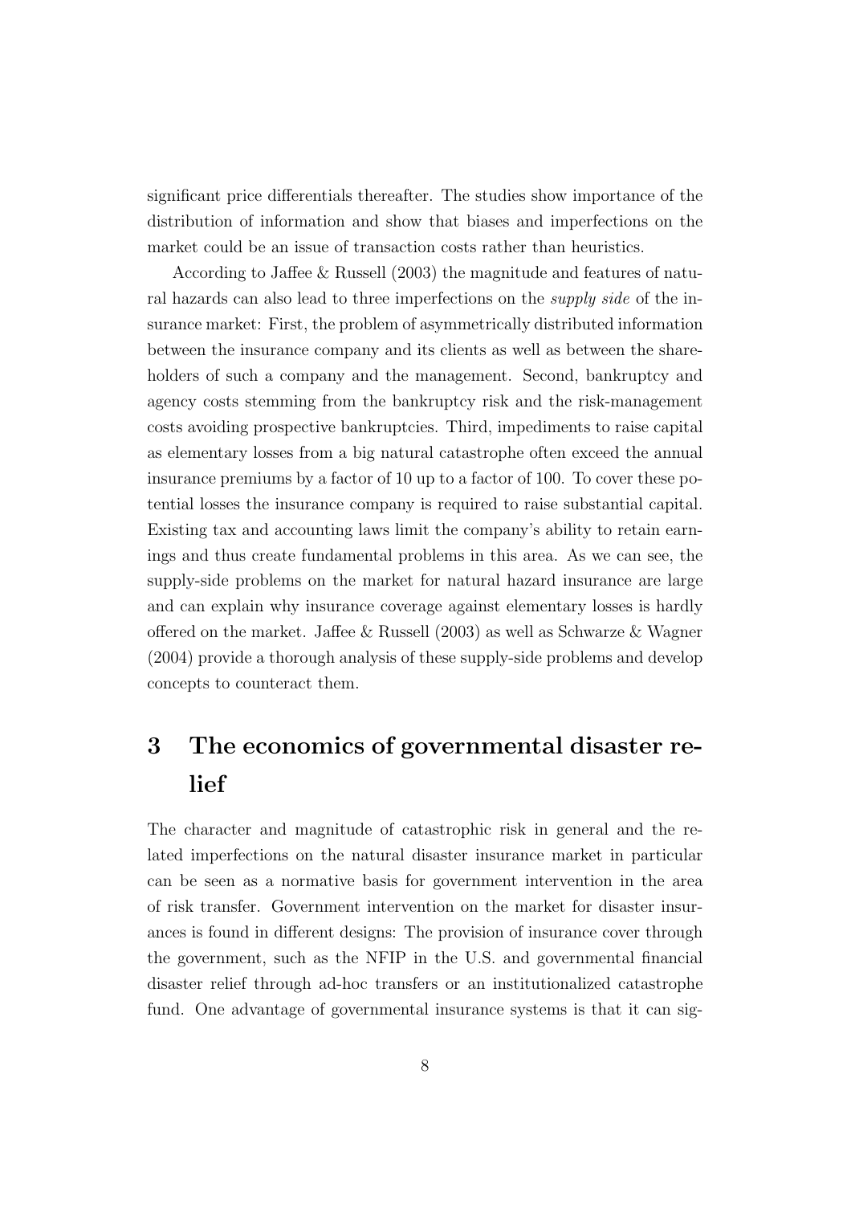significant price differentials thereafter. The studies show importance of the distribution of information and show that biases and imperfections on the market could be an issue of transaction costs rather than heuristics.

According to Jaffee & Russell (2003) the magnitude and features of natural hazards can also lead to three imperfections on the *supply side* of the insurance market: First, the problem of asymmetrically distributed information between the insurance company and its clients as well as between the shareholders of such a company and the management. Second, bankruptcy and agency costs stemming from the bankruptcy risk and the risk-management costs avoiding prospective bankruptcies. Third, impediments to raise capital as elementary losses from a big natural catastrophe often exceed the annual insurance premiums by a factor of 10 up to a factor of 100. To cover these potential losses the insurance company is required to raise substantial capital. Existing tax and accounting laws limit the company's ability to retain earnings and thus create fundamental problems in this area. As we can see, the supply-side problems on the market for natural hazard insurance are large and can explain why insurance coverage against elementary losses is hardly offered on the market. Jaffee & Russell (2003) as well as Schwarze & Wagner (2004) provide a thorough analysis of these supply-side problems and develop concepts to counteract them.

# 3 The economics of governmental disaster relief

The character and magnitude of catastrophic risk in general and the related imperfections on the natural disaster insurance market in particular can be seen as a normative basis for government intervention in the area of risk transfer. Government intervention on the market for disaster insurances is found in different designs: The provision of insurance cover through the government, such as the NFIP in the U.S. and governmental financial disaster relief through ad-hoc transfers or an institutionalized catastrophe fund. One advantage of governmental insurance systems is that it can sig-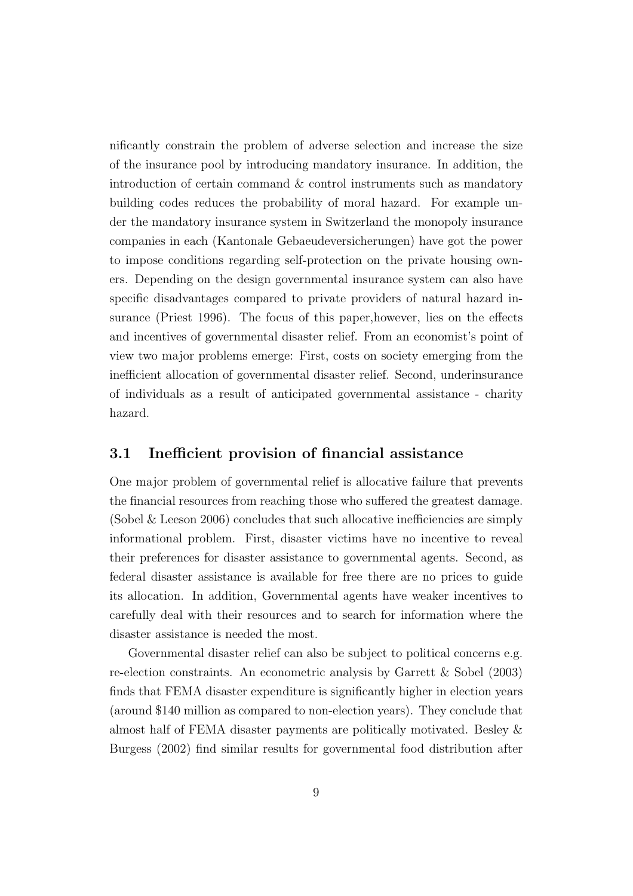nificantly constrain the problem of adverse selection and increase the size of the insurance pool by introducing mandatory insurance. In addition, the introduction of certain command & control instruments such as mandatory building codes reduces the probability of moral hazard. For example under the mandatory insurance system in Switzerland the monopoly insurance companies in each (Kantonale Gebaeudeversicherungen) have got the power to impose conditions regarding self-protection on the private housing owners. Depending on the design governmental insurance system can also have specific disadvantages compared to private providers of natural hazard insurance (Priest 1996). The focus of this paper,however, lies on the effects and incentives of governmental disaster relief. From an economist's point of view two major problems emerge: First, costs on society emerging from the inefficient allocation of governmental disaster relief. Second, underinsurance of individuals as a result of anticipated governmental assistance - charity hazard.

### 3.1 Inefficient provision of financial assistance

One major problem of governmental relief is allocative failure that prevents the financial resources from reaching those who suffered the greatest damage. (Sobel & Leeson 2006) concludes that such allocative inefficiencies are simply informational problem. First, disaster victims have no incentive to reveal their preferences for disaster assistance to governmental agents. Second, as federal disaster assistance is available for free there are no prices to guide its allocation. In addition, Governmental agents have weaker incentives to carefully deal with their resources and to search for information where the disaster assistance is needed the most.

Governmental disaster relief can also be subject to political concerns e.g. re-election constraints. An econometric analysis by Garrett & Sobel (2003) finds that FEMA disaster expenditure is significantly higher in election years (around $140 million as compared to non-election years). They conclude that almost half of FEMA disaster payments are politically motivated. Besley & Burgess (2002) find similar results for governmental food distribution after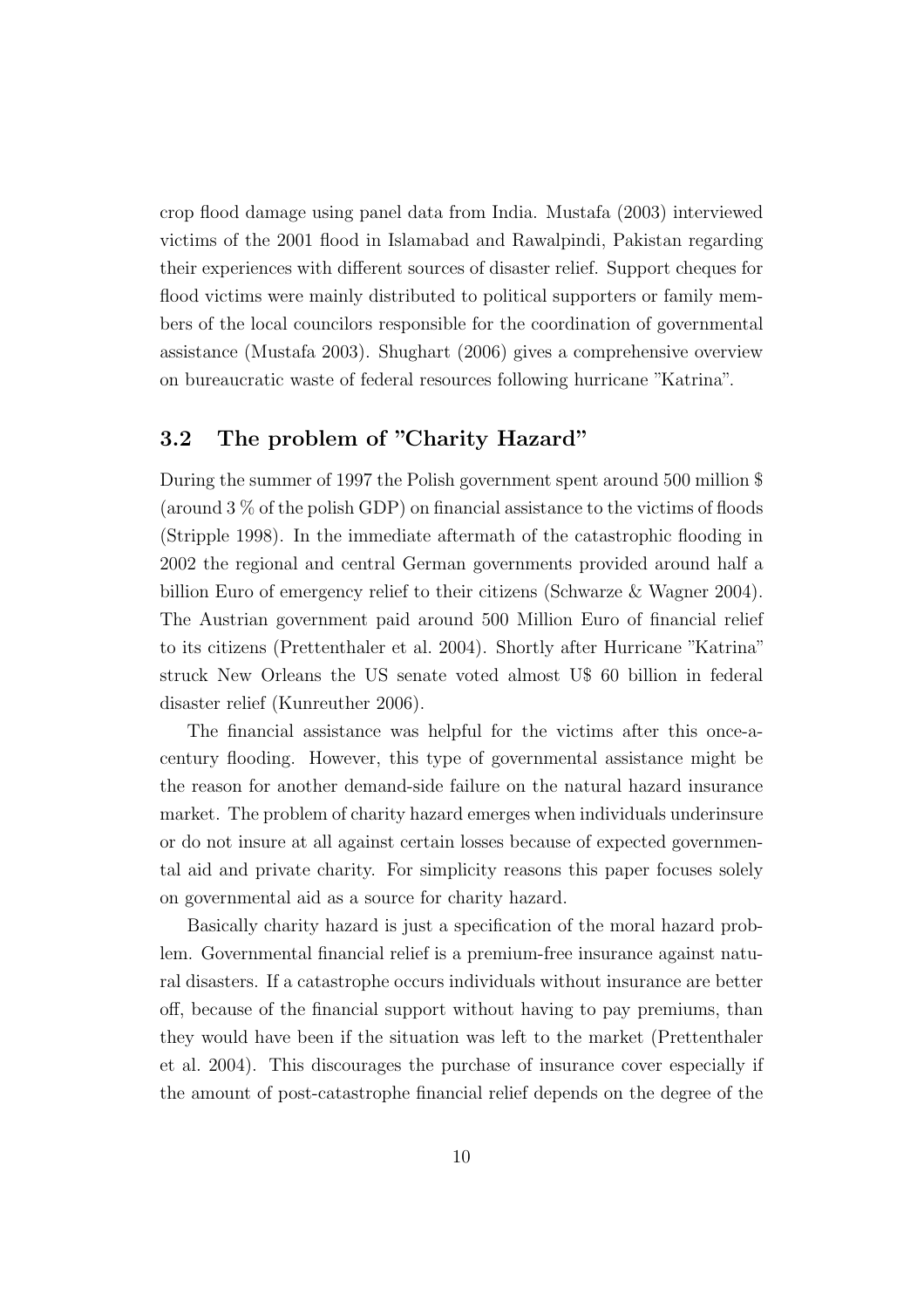crop flood damage using panel data from India. Mustafa (2003) interviewed victims of the 2001 flood in Islamabad and Rawalpindi, Pakistan regarding their experiences with different sources of disaster relief. Support cheques for flood victims were mainly distributed to political supporters or family members of the local councilors responsible for the coordination of governmental assistance (Mustafa 2003). Shughart (2006) gives a comprehensive overview on bureaucratic waste of federal resources following hurricane "Katrina".

### 3.2 The problem of "Charity Hazard"

During the summer of 1997 the Polish government spent around 500 million $ (around 3 % of the polish GDP) on financial assistance to the victims of floods (Stripple 1998). In the immediate aftermath of the catastrophic flooding in 2002 the regional and central German governments provided around half a billion Euro of emergency relief to their citizens (Schwarze & Wagner 2004). The Austrian government paid around 500 Million Euro of financial relief to its citizens (Prettenthaler et al. 2004). Shortly after Hurricane "Katrina" struck New Orleans the US senate voted almost U$ 60 billion in federal disaster relief (Kunreuther 2006).

The financial assistance was helpful for the victims after this once-a-century flooding. However, this type of governmental assistance might be the reason for another demand-side failure on the natural hazard insurance market. The problem of charity hazard emerges when individuals underinsure or do not insure at all against certain losses because of expected governmental aid and private charity. For simplicity reasons this paper focuses solely on governmental aid as a source for charity hazard.

Basically charity hazard is just a specification of the moral hazard problem. Governmental financial relief is a premium-free insurance against natural disasters. If a catastrophe occurs individuals without insurance are better off, because of the financial support without having to pay premiums, than they would have been if the situation was left to the market (Prettenthaler et al. 2004). This discourages the purchase of insurance cover especially if the amount of post-catastrophe financial relief depends on the degree of the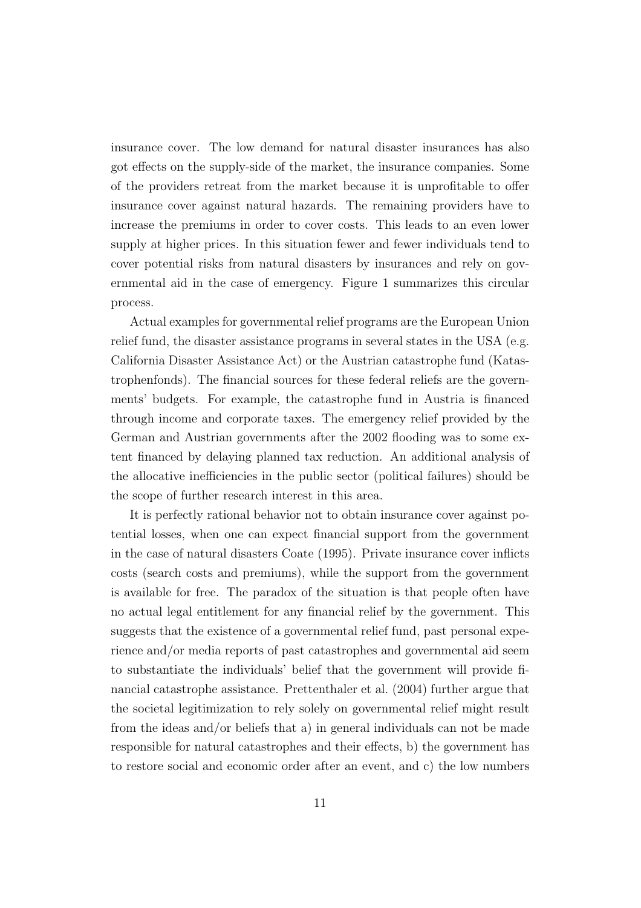insurance cover. The low demand for natural disaster insurances has also got effects on the supply-side of the market, the insurance companies. Some of the providers retreat from the market because it is unprofitable to offer insurance cover against natural hazards. The remaining providers have to increase the premiums in order to cover costs. This leads to an even lower supply at higher prices. In this situation fewer and fewer individuals tend to cover potential risks from natural disasters by insurances and rely on governmental aid in the case of emergency. Figure 1 summarizes this circular process.

Actual examples for governmental relief programs are the European Union relief fund, the disaster assistance programs in several states in the USA (e.g. California Disaster Assistance Act) or the Austrian catastrophe fund (Katastrophenfonds). The financial sources for these federal reliefs are the governments' budgets. For example, the catastrophe fund in Austria is financed through income and corporate taxes. The emergency relief provided by the German and Austrian governments after the 2002 flooding was to some extent financed by delaying planned tax reduction. An additional analysis of the allocative inefficiencies in the public sector (political failures) should be the scope of further research interest in this area.

It is perfectly rational behavior not to obtain insurance cover against potential losses, when one can expect financial support from the government in the case of natural disasters Coate (1995). Private insurance cover inflicts costs (search costs and premiums), while the support from the government is available for free. The paradox of the situation is that people often have no actual legal entitlement for any financial relief by the government. This suggests that the existence of a governmental relief fund, past personal experience and/or media reports of past catastrophes and governmental aid seem to substantiate the individuals' belief that the government will provide financial catastrophe assistance. Prettenthaler et al. (2004) further argue that the societal legitimization to rely solely on governmental relief might result from the ideas and/or beliefs that a) in general individuals can not be made responsible for natural catastrophes and their effects, b) the government has to restore social and economic order after an event, and c) the low numbers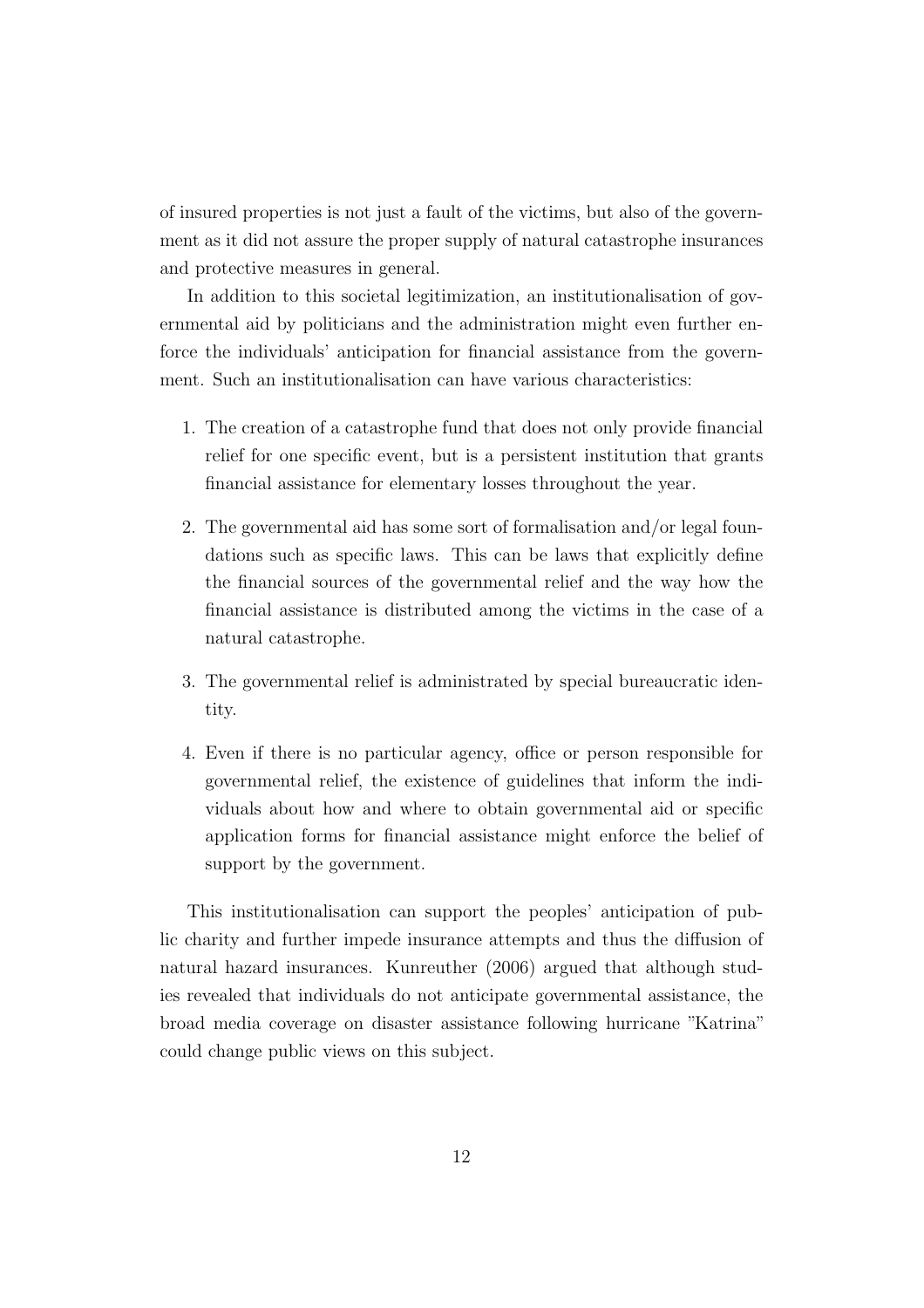of insured properties is not just a fault of the victims, but also of the government as it did not assure the proper supply of natural catastrophe insurances and protective measures in general.

In addition to this societal legitimization, an institutionalisation of governmental aid by politicians and the administration might even further enforce the individuals' anticipation for financial assistance from the government. Such an institutionalisation can have various characteristics:

1. The creation of a catastrophe fund that does not only provide financial relief for one specific event, but is a persistent institution that grants financial assistance for elementary losses throughout the year.
2. The governmental aid has some sort of formalisation and/or legal foundations such as specific laws. This can be laws that explicitly define the financial sources of the governmental relief and the way how the financial assistance is distributed among the victims in the case of a natural catastrophe.
3. The governmental relief is administrated by special bureaucratic identity.
4. Even if there is no particular agency, office or person responsible for governmental relief, the existence of guidelines that inform the individuals about how and where to obtain governmental aid or specific application forms for financial assistance might enforce the belief of support by the government.

This institutionalisation can support the peoples' anticipation of public charity and further impede insurance attempts and thus the diffusion of natural hazard insurances. Kunreuther (2006) argued that although studies revealed that individuals do not anticipate governmental assistance, the broad media coverage on disaster assistance following hurricane "Katrina" could change public views on this subject.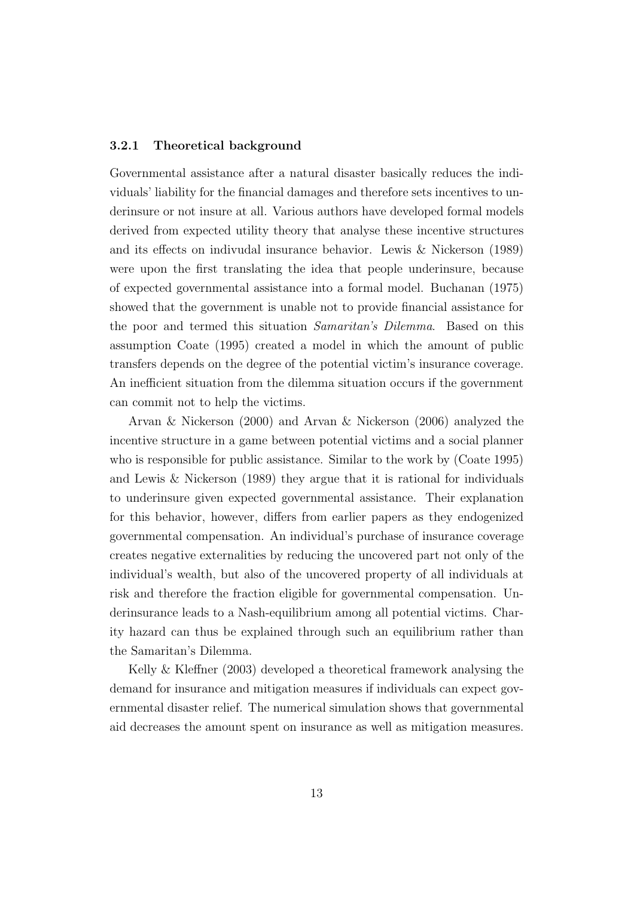### 3.2.1 Theoretical background

Governmental assistance after a natural disaster basically reduces the individuals' liability for the financial damages and therefore sets incentives to underinsure or not insure at all. Various authors have developed formal models derived from expected utility theory that analyse these incentive structures and its effects on indivudal insurance behavior. Lewis & Nickerson (1989) were upon the first translating the idea that people underinsure, because of expected governmental assistance into a formal model. Buchanan (1975) showed that the government is unable not to provide financial assistance for the poor and termed this situation *Samaritan's Dilemma*. Based on this assumption Coate (1995) created a model in which the amount of public transfers depends on the degree of the potential victim's insurance coverage. An inefficient situation from the dilemma situation occurs if the government can commit not to help the victims.

Arvan & Nickerson (2000) and Arvan & Nickerson (2006) analyzed the incentive structure in a game between potential victims and a social planner who is responsible for public assistance. Similar to the work by (Coate 1995) and Lewis & Nickerson (1989) they argue that it is rational for individuals to underinsure given expected governmental assistance. Their explanation for this behavior, however, differs from earlier papers as they endogenized governmental compensation. An individual's purchase of insurance coverage creates negative externalities by reducing the uncovered part not only of the individual's wealth, but also of the uncovered property of all individuals at risk and therefore the fraction eligible for governmental compensation. Underinsurance leads to a Nash-equilibrium among all potential victims. Charity hazard can thus be explained through such an equilibrium rather than the Samaritan's Dilemma.

Kelly & Kleffner (2003) developed a theoretical framework analysing the demand for insurance and mitigation measures if individuals can expect governmental disaster relief. The numerical simulation shows that governmental aid decreases the amount spent on insurance as well as mitigation measures.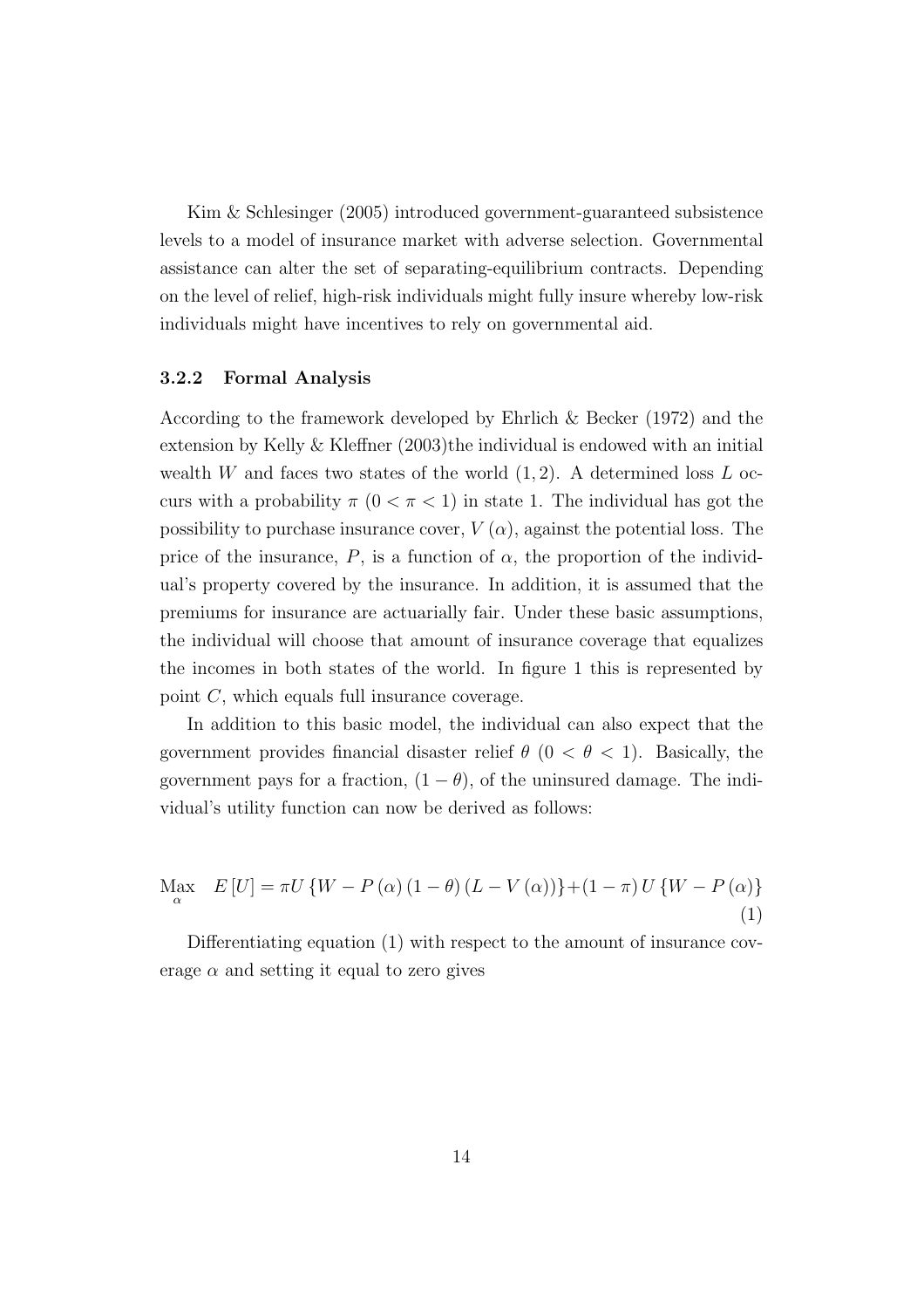Kim & Schlesinger (2005) introduced government-guaranteed subsistence levels to a model of insurance market with adverse selection. Governmental assistance can alter the set of separating-equilibrium contracts. Depending on the level of relief, high-risk individuals might fully insure whereby low-risk individuals might have incentives to rely on governmental aid.

### 3.2.2 Formal Analysis

According to the framework developed by Ehrlich & Becker (1972) and the extension by Kelly & Kleffner (2003)the individual is endowed with an initial wealth $W$ and faces two states of the world $(1, 2)$. A determined loss $L$ occurs with a probability $\pi$ $(0 < \pi < 1)$ in state 1. The individual has got the possibility to purchase insurance cover, $V(\alpha)$, against the potential loss. The price of the insurance, $P$, is a function of $\alpha$, the proportion of the individual's property covered by the insurance. In addition, it is assumed that the premiums for insurance are actuarially fair. Under these basic assumptions, the individual will choose that amount of insurance coverage that equalizes the incomes in both states of the world. In figure 1 this is represented by point $C$, which equals full insurance coverage.

In addition to this basic model, the individual can also expect that the government provides financial disaster relief $\theta$ $(0 < \theta < 1)$. Basically, the government pays for a fraction, $(1 - \theta)$, of the uninsured damage. The individual's utility function can now be derived as follows:

$$\operatorname*{Max}_{\alpha} \quad E[U] = \pi U\{W - P(\alpha)(1-\theta)(L - V(\alpha))\} + (1-\pi) U\{W - P(\alpha)\} \tag{1}$$

Differentiating equation (1) with respect to the amount of insurance coverage $\alpha$ and setting it equal to zero gives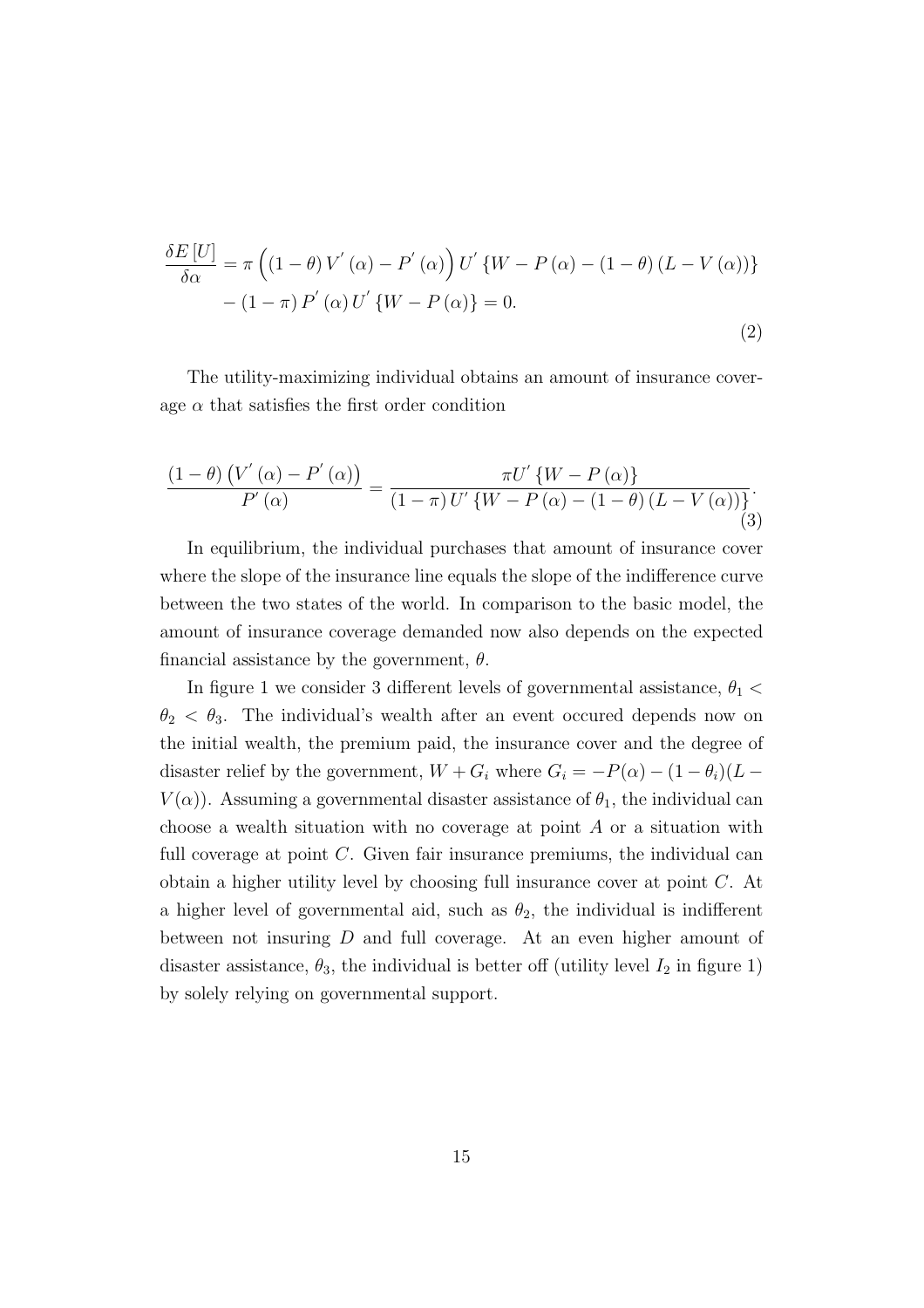$$
\begin{aligned}
\frac{\delta E\left[U\right]}{\delta \alpha} &= \pi\left(\left(1-\theta\right)V^{'}\left(\alpha\right)-P^{'}\left(\alpha\right)\right)U^{'}\left\{W-P\left(\alpha\right)-\left(1-\theta\right)\left(L-V\left(\alpha\right)\right)\right\} \\
&\quad -\left(1-\pi\right)P^{'}\left(\alpha\right)U^{'}\left\{W-P\left(\alpha\right)\right\}=0.
\end{aligned}
\tag{2}
$$

The utility-maximizing individual obtains an amount of insurance coverage $\alpha$ that satisfies the first order condition

$$
\frac{\left(1-\theta\right)\left(V^{'}\left(\alpha\right)-P^{'}\left(\alpha\right)\right)}{P^{'}\left(\alpha\right)}=\frac{\pi U^{'}\left\{W-P\left(\alpha\right)\right\}}{\left(1-\pi\right)U^{'}\left\{W-P\left(\alpha\right)-\left(1-\theta\right)\left(L-V\left(\alpha\right)\right)\right\}}.
\tag{3}
$$

In equilibrium, the individual purchases that amount of insurance cover where the slope of the insurance line equals the slope of the indifference curve between the two states of the world. In comparison to the basic model, the amount of insurance coverage demanded now also depends on the expected financial assistance by the government, $\theta$.

In figure 1 we consider 3 different levels of governmental assistance, $\theta_1 < \theta_2 < \theta_3$. The individual's wealth after an event occured depends now on the initial wealth, the premium paid, the insurance cover and the degree of disaster relief by the government, $W + G_i$ where $G_i = -P(\alpha) - (1-\theta_i)(L - V(\alpha))$. Assuming a governmental disaster assistance of $\theta_1$, the individual can choose a wealth situation with no coverage at point $A$ or a situation with full coverage at point $C$. Given fair insurance premiums, the individual can obtain a higher utility level by choosing full insurance cover at point $C$. At a higher level of governmental aid, such as $\theta_2$, the individual is indifferent between not insuring $D$ and full coverage. At an even higher amount of disaster assistance, $\theta_3$, the individual is better off (utility level $I_2$ in figure 1) by solely relying on governmental support.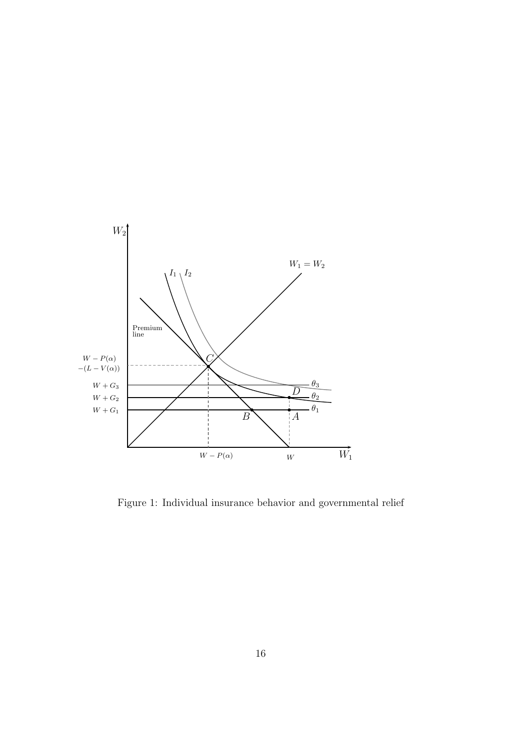Figure 1: Individual insurance behavior and governmental relief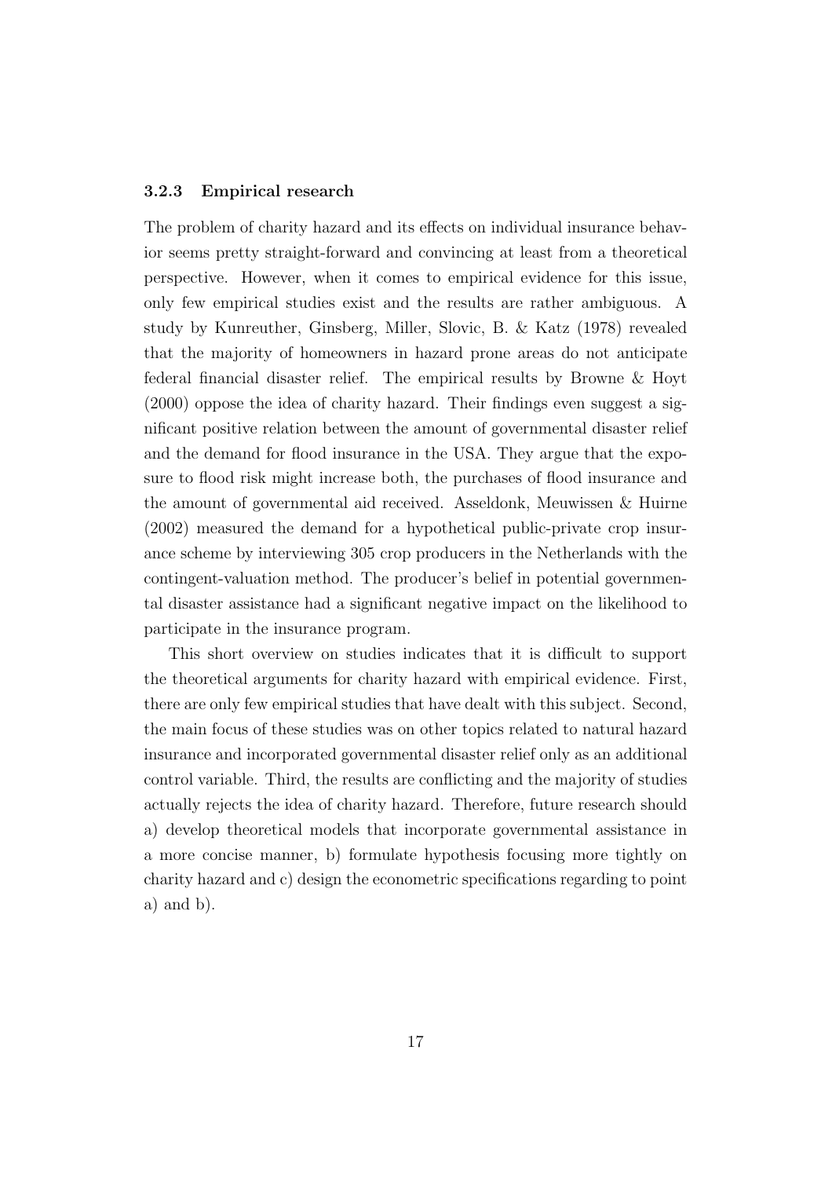### 3.2.3 Empirical research

The problem of charity hazard and its effects on individual insurance behavior seems pretty straight-forward and convincing at least from a theoretical perspective. However, when it comes to empirical evidence for this issue, only few empirical studies exist and the results are rather ambiguous. A study by Kunreuther, Ginsberg, Miller, Slovic, B. & Katz (1978) revealed that the majority of homeowners in hazard prone areas do not anticipate federal financial disaster relief. The empirical results by Browne & Hoyt (2000) oppose the idea of charity hazard. Their findings even suggest a significant positive relation between the amount of governmental disaster relief and the demand for flood insurance in the USA. They argue that the exposure to flood risk might increase both, the purchases of flood insurance and the amount of governmental aid received. Asseldonk, Meuwissen & Huirne (2002) measured the demand for a hypothetical public-private crop insurance scheme by interviewing 305 crop producers in the Netherlands with the contingent-valuation method. The producer's belief in potential governmental disaster assistance had a significant negative impact on the likelihood to participate in the insurance program.

This short overview on studies indicates that it is difficult to support the theoretical arguments for charity hazard with empirical evidence. First, there are only few empirical studies that have dealt with this subject. Second, the main focus of these studies was on other topics related to natural hazard insurance and incorporated governmental disaster relief only as an additional control variable. Third, the results are conflicting and the majority of studies actually rejects the idea of charity hazard. Therefore, future research should a) develop theoretical models that incorporate governmental assistance in a more concise manner, b) formulate hypothesis focusing more tightly on charity hazard and c) design the econometric specifications regarding to point a) and b).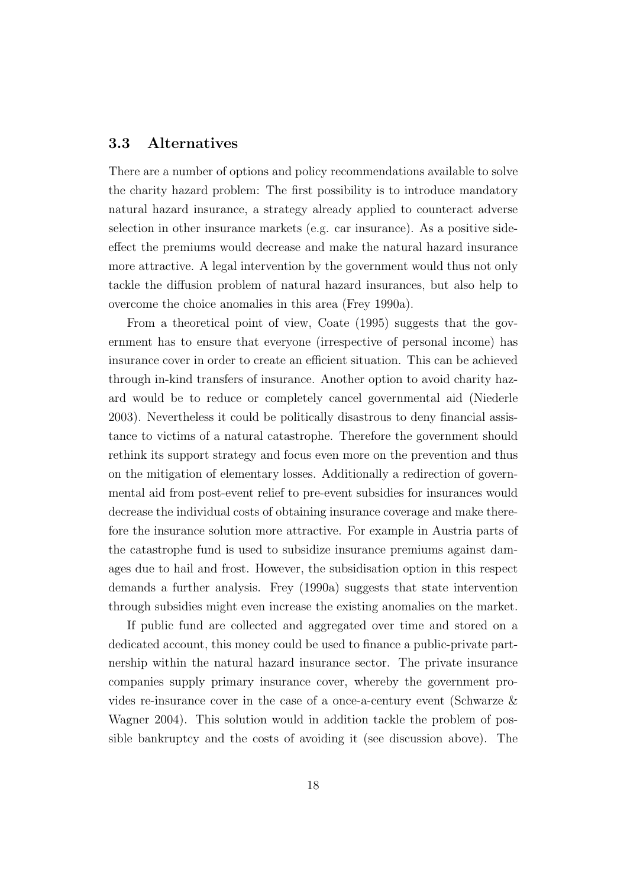### 3.3 Alternatives

There are a number of options and policy recommendations available to solve the charity hazard problem: The first possibility is to introduce mandatory natural hazard insurance, a strategy already applied to counteract adverse selection in other insurance markets (e.g. car insurance). As a positive side-effect the premiums would decrease and make the natural hazard insurance more attractive. A legal intervention by the government would thus not only tackle the diffusion problem of natural hazard insurances, but also help to overcome the choice anomalies in this area (Frey 1990a).

From a theoretical point of view, Coate (1995) suggests that the government has to ensure that everyone (irrespective of personal income) has insurance cover in order to create an efficient situation. This can be achieved through in-kind transfers of insurance. Another option to avoid charity hazard would be to reduce or completely cancel governmental aid (Niederle 2003). Nevertheless it could be politically disastrous to deny financial assistance to victims of a natural catastrophe. Therefore the government should rethink its support strategy and focus even more on the prevention and thus on the mitigation of elementary losses. Additionally a redirection of governmental aid from post-event relief to pre-event subsidies for insurances would decrease the individual costs of obtaining insurance coverage and make therefore the insurance solution more attractive. For example in Austria parts of the catastrophe fund is used to subsidize insurance premiums against damages due to hail and frost. However, the subsidisation option in this respect demands a further analysis. Frey (1990a) suggests that state intervention through subsidies might even increase the existing anomalies on the market.

If public fund are collected and aggregated over time and stored on a dedicated account, this money could be used to finance a public-private partnership within the natural hazard insurance sector. The private insurance companies supply primary insurance cover, whereby the government provides re-insurance cover in the case of a once-a-century event (Schwarze & Wagner 2004). This solution would in addition tackle the problem of possible bankruptcy and the costs of avoiding it (see discussion above). The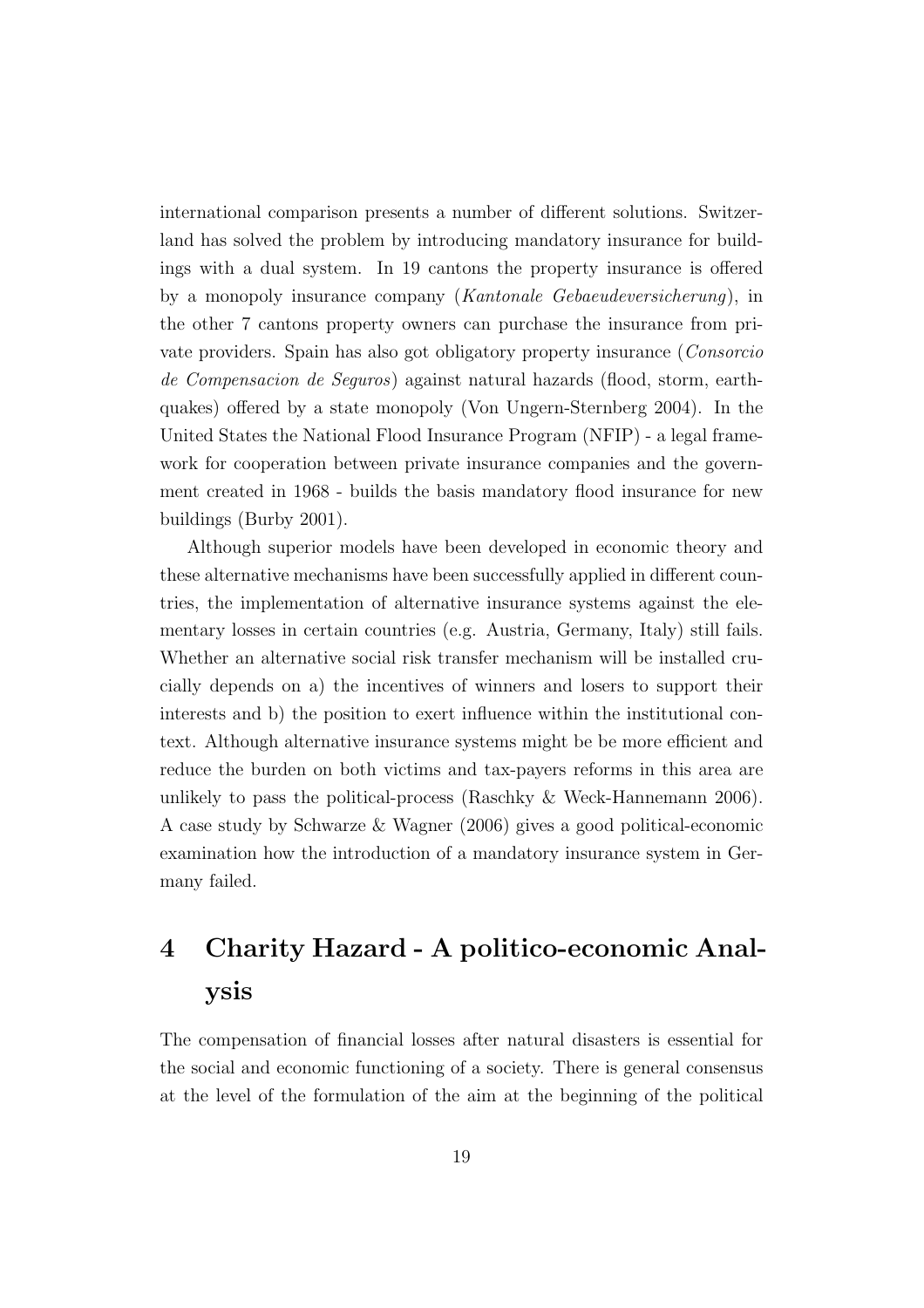international comparison presents a number of different solutions. Switzerland has solved the problem by introducing mandatory insurance for buildings with a dual system. In 19 cantons the property insurance is offered by a monopoly insurance company (*Kantonale Gebaeudeversicherung*), in the other 7 cantons property owners can purchase the insurance from private providers. Spain has also got obligatory property insurance (*Consorcio de Compensacion de Seguros*) against natural hazards (flood, storm, earthquakes) offered by a state monopoly (Von Ungern-Sternberg 2004). In the United States the National Flood Insurance Program (NFIP) - a legal framework for cooperation between private insurance companies and the government created in 1968 - builds the basis mandatory flood insurance for new buildings (Burby 2001).

Although superior models have been developed in economic theory and these alternative mechanisms have been successfully applied in different countries, the implementation of alternative insurance systems against the elementary losses in certain countries (e.g. Austria, Germany, Italy) still fails. Whether an alternative social risk transfer mechanism will be installed crucially depends on a) the incentives of winners and losers to support their interests and b) the position to exert influence within the institutional context. Although alternative insurance systems might be be more efficient and reduce the burden on both victims and tax-payers reforms in this area are unlikely to pass the political-process (Raschky & Weck-Hannemann 2006). A case study by Schwarze & Wagner (2006) gives a good political-economic examination how the introduction of a mandatory insurance system in Germany failed.

# 4 Charity Hazard - A politico-economic Analysis

The compensation of financial losses after natural disasters is essential for the social and economic functioning of a society. There is general consensus at the level of the formulation of the aim at the beginning of the political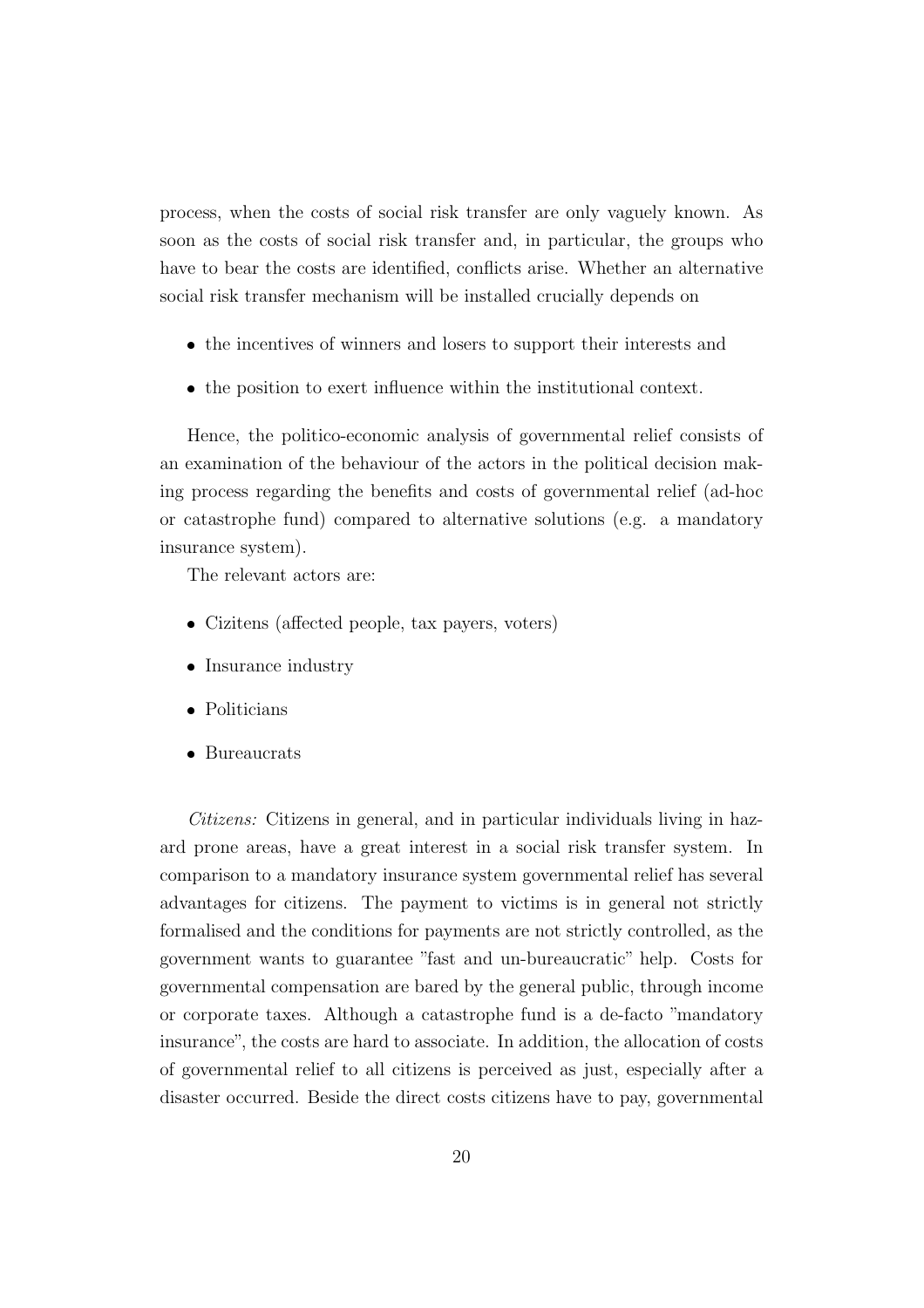process, when the costs of social risk transfer are only vaguely known. As soon as the costs of social risk transfer and, in particular, the groups who have to bear the costs are identified, conflicts arise. Whether an alternative social risk transfer mechanism will be installed crucially depends on

- the incentives of winners and losers to support their interests and
- the position to exert influence within the institutional context.

Hence, the politico-economic analysis of governmental relief consists of an examination of the behaviour of the actors in the political decision making process regarding the benefits and costs of governmental relief (ad-hoc or catastrophe fund) compared to alternative solutions (e.g. a mandatory insurance system).

The relevant actors are:

- Cizitens (affected people, tax payers, voters)
- Insurance industry
- Politicians
- Bureaucrats

*Citizens:* Citizens in general, and in particular individuals living in hazard prone areas, have a great interest in a social risk transfer system. In comparison to a mandatory insurance system governmental relief has several advantages for citizens. The payment to victims is in general not strictly formalised and the conditions for payments are not strictly controlled, as the government wants to guarantee "fast and un-bureaucratic" help. Costs for governmental compensation are bared by the general public, through income or corporate taxes. Although a catastrophe fund is a de-facto "mandatory insurance", the costs are hard to associate. In addition, the allocation of costs of governmental relief to all citizens is perceived as just, especially after a disaster occurred. Beside the direct costs citizens have to pay, governmental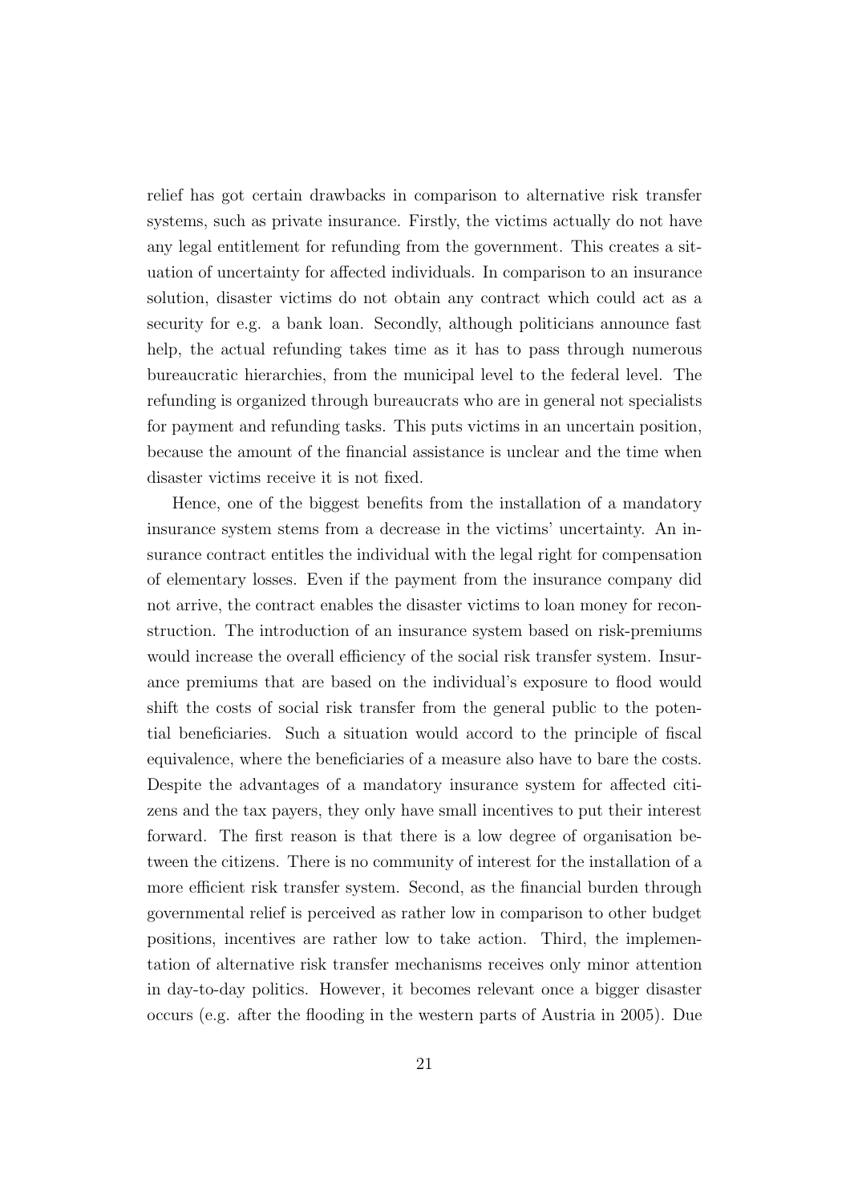relief has got certain drawbacks in comparison to alternative risk transfer systems, such as private insurance. Firstly, the victims actually do not have any legal entitlement for refunding from the government. This creates a situation of uncertainty for affected individuals. In comparison to an insurance solution, disaster victims do not obtain any contract which could act as a security for e.g. a bank loan. Secondly, although politicians announce fast help, the actual refunding takes time as it has to pass through numerous bureaucratic hierarchies, from the municipal level to the federal level. The refunding is organized through bureaucrats who are in general not specialists for payment and refunding tasks. This puts victims in an uncertain position, because the amount of the financial assistance is unclear and the time when disaster victims receive it is not fixed.

Hence, one of the biggest benefits from the installation of a mandatory insurance system stems from a decrease in the victims' uncertainty. An insurance contract entitles the individual with the legal right for compensation of elementary losses. Even if the payment from the insurance company did not arrive, the contract enables the disaster victims to loan money for reconstruction. The introduction of an insurance system based on risk-premiums would increase the overall efficiency of the social risk transfer system. Insurance premiums that are based on the individual's exposure to flood would shift the costs of social risk transfer from the general public to the potential beneficiaries. Such a situation would accord to the principle of fiscal equivalence, where the beneficiaries of a measure also have to bare the costs. Despite the advantages of a mandatory insurance system for affected citizens and the tax payers, they only have small incentives to put their interest forward. The first reason is that there is a low degree of organisation between the citizens. There is no community of interest for the installation of a more efficient risk transfer system. Second, as the financial burden through governmental relief is perceived as rather low in comparison to other budget positions, incentives are rather low to take action. Third, the implementation of alternative risk transfer mechanisms receives only minor attention in day-to-day politics. However, it becomes relevant once a bigger disaster occurs (e.g. after the flooding in the western parts of Austria in 2005). Due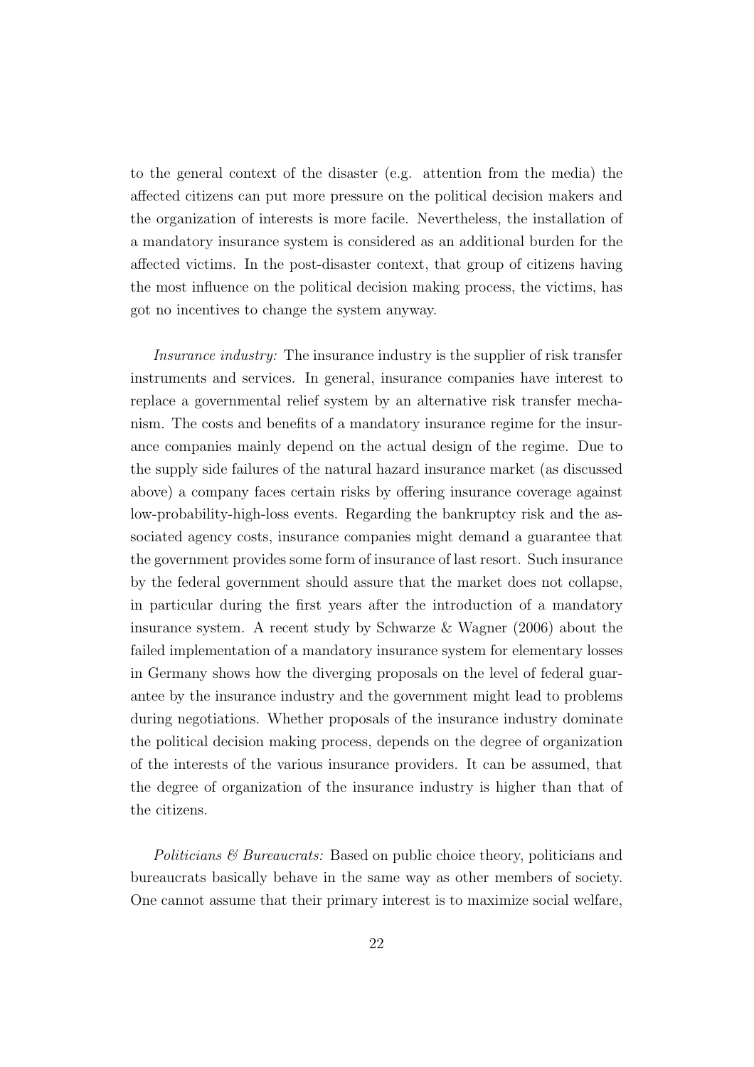to the general context of the disaster (e.g. attention from the media) the affected citizens can put more pressure on the political decision makers and the organization of interests is more facile. Nevertheless, the installation of a mandatory insurance system is considered as an additional burden for the affected victims. In the post-disaster context, that group of citizens having the most influence on the political decision making process, the victims, has got no incentives to change the system anyway.

*Insurance industry:* The insurance industry is the supplier of risk transfer instruments and services. In general, insurance companies have interest to replace a governmental relief system by an alternative risk transfer mechanism. The costs and benefits of a mandatory insurance regime for the insurance companies mainly depend on the actual design of the regime. Due to the supply side failures of the natural hazard insurance market (as discussed above) a company faces certain risks by offering insurance coverage against low-probability-high-loss events. Regarding the bankruptcy risk and the associated agency costs, insurance companies might demand a guarantee that the government provides some form of insurance of last resort. Such insurance by the federal government should assure that the market does not collapse, in particular during the first years after the introduction of a mandatory insurance system. A recent study by Schwarze & Wagner (2006) about the failed implementation of a mandatory insurance system for elementary losses in Germany shows how the diverging proposals on the level of federal guarantee by the insurance industry and the government might lead to problems during negotiations. Whether proposals of the insurance industry dominate the political decision making process, depends on the degree of organization of the interests of the various insurance providers. It can be assumed, that the degree of organization of the insurance industry is higher than that of the citizens.

*Politicians & Bureaucrats:* Based on public choice theory, politicians and bureaucrats basically behave in the same way as other members of society. One cannot assume that their primary interest is to maximize social welfare,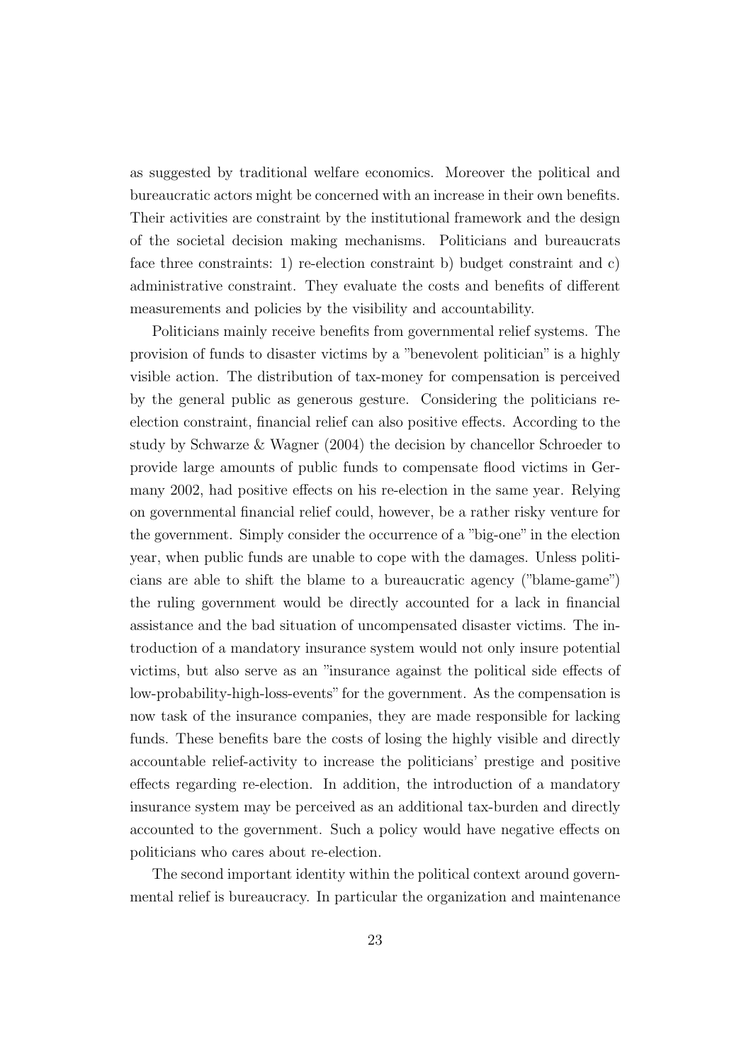as suggested by traditional welfare economics. Moreover the political and bureaucratic actors might be concerned with an increase in their own benefits. Their activities are constraint by the institutional framework and the design of the societal decision making mechanisms. Politicians and bureaucrats face three constraints: 1) re-election constraint b) budget constraint and c) administrative constraint. They evaluate the costs and benefits of different measurements and policies by the visibility and accountability.

Politicians mainly receive benefits from governmental relief systems. The provision of funds to disaster victims by a "benevolent politician" is a highly visible action. The distribution of tax-money for compensation is perceived by the general public as generous gesture. Considering the politicians re-election constraint, financial relief can also positive effects. According to the study by Schwarze & Wagner (2004) the decision by chancellor Schroeder to provide large amounts of public funds to compensate flood victims in Germany 2002, had positive effects on his re-election in the same year. Relying on governmental financial relief could, however, be a rather risky venture for the government. Simply consider the occurrence of a "big-one" in the election year, when public funds are unable to cope with the damages. Unless politicians are able to shift the blame to a bureaucratic agency ("blame-game") the ruling government would be directly accounted for a lack in financial assistance and the bad situation of uncompensated disaster victims. The introduction of a mandatory insurance system would not only insure potential victims, but also serve as an "insurance against the political side effects of low-probability-high-loss-events" for the government. As the compensation is now task of the insurance companies, they are made responsible for lacking funds. These benefits bare the costs of losing the highly visible and directly accountable relief-activity to increase the politicians' prestige and positive effects regarding re-election. In addition, the introduction of a mandatory insurance system may be perceived as an additional tax-burden and directly accounted to the government. Such a policy would have negative effects on politicians who cares about re-election.

The second important identity within the political context around governmental relief is bureaucracy. In particular the organization and maintenance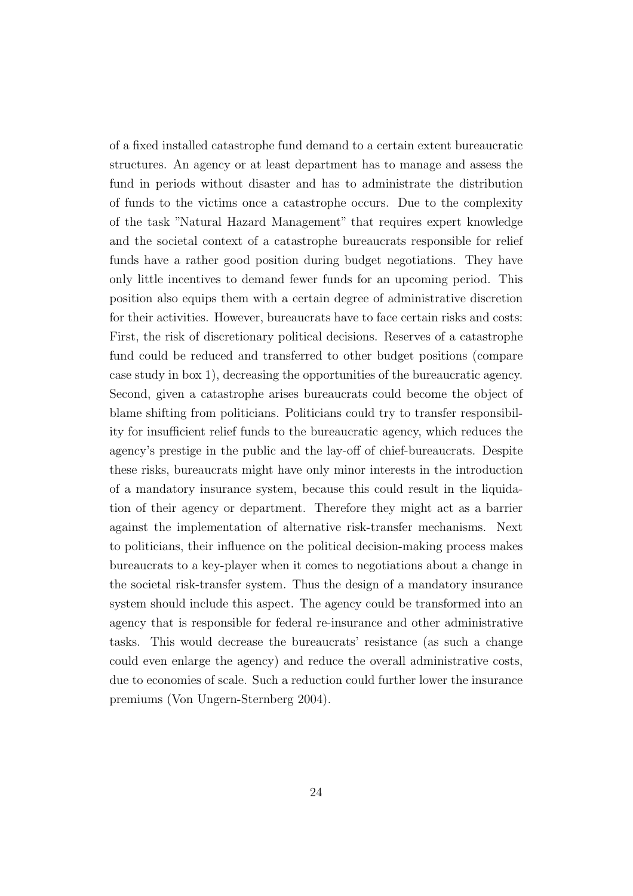of a fixed installed catastrophe fund demand to a certain extent bureaucratic structures. An agency or at least department has to manage and assess the fund in periods without disaster and has to administrate the distribution of funds to the victims once a catastrophe occurs. Due to the complexity of the task "Natural Hazard Management" that requires expert knowledge and the societal context of a catastrophe bureaucrats responsible for relief funds have a rather good position during budget negotiations. They have only little incentives to demand fewer funds for an upcoming period. This position also equips them with a certain degree of administrative discretion for their activities. However, bureaucrats have to face certain risks and costs: First, the risk of discretionary political decisions. Reserves of a catastrophe fund could be reduced and transferred to other budget positions (compare case study in box 1), decreasing the opportunities of the bureaucratic agency. Second, given a catastrophe arises bureaucrats could become the object of blame shifting from politicians. Politicians could try to transfer responsibility for insufficient relief funds to the bureaucratic agency, which reduces the agency's prestige in the public and the lay-off of chief-bureaucrats. Despite these risks, bureaucrats might have only minor interests in the introduction of a mandatory insurance system, because this could result in the liquidation of their agency or department. Therefore they might act as a barrier against the implementation of alternative risk-transfer mechanisms. Next to politicians, their influence on the political decision-making process makes bureaucrats to a key-player when it comes to negotiations about a change in the societal risk-transfer system. Thus the design of a mandatory insurance system should include this aspect. The agency could be transformed into an agency that is responsible for federal re-insurance and other administrative tasks. This would decrease the bureaucrats' resistance (as such a change could even enlarge the agency) and reduce the overall administrative costs, due to economies of scale. Such a reduction could further lower the insurance premiums (Von Ungern-Sternberg 2004).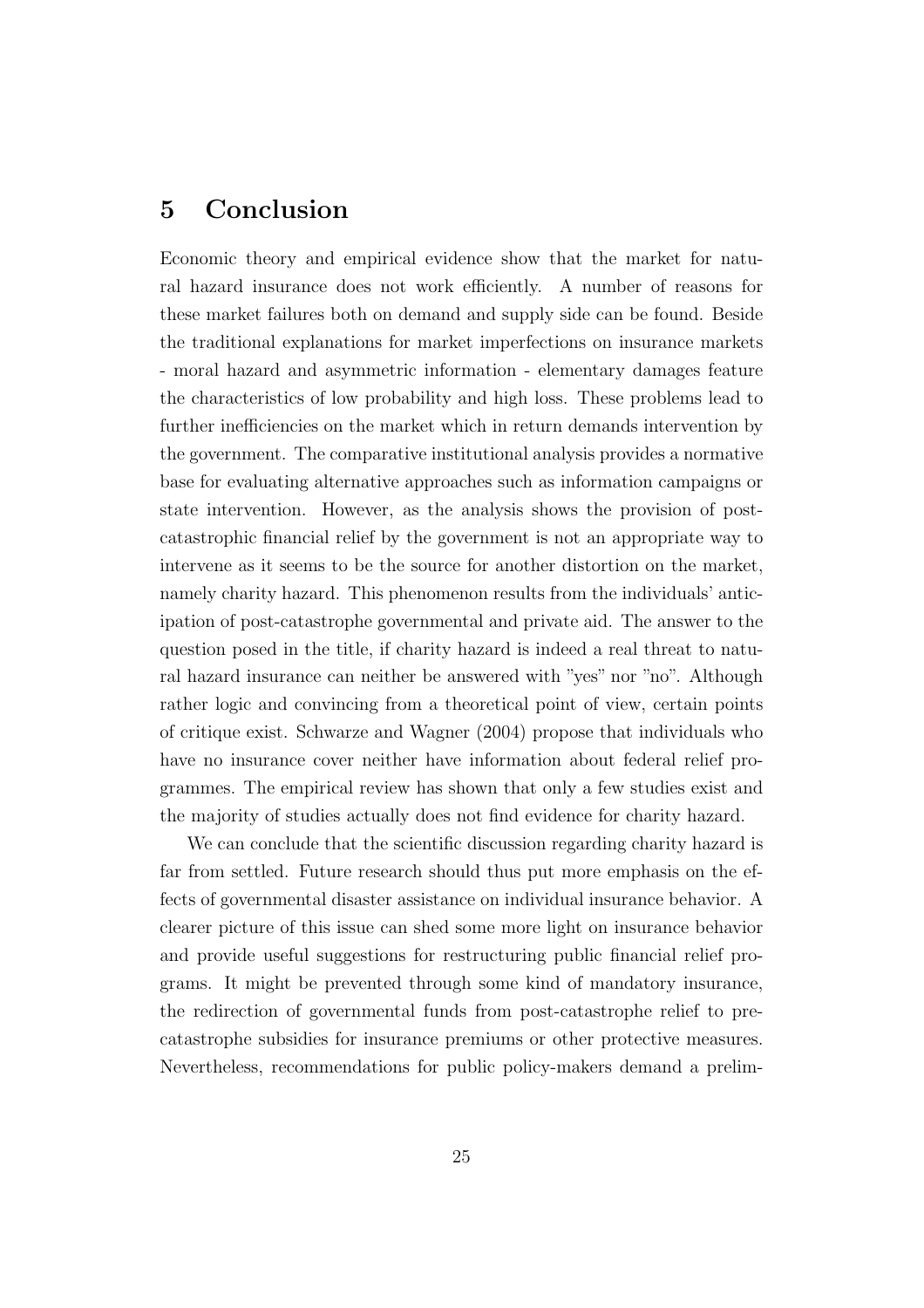## 5 Conclusion

Economic theory and empirical evidence show that the market for natural hazard insurance does not work efficiently. A number of reasons for these market failures both on demand and supply side can be found. Beside the traditional explanations for market imperfections on insurance markets - moral hazard and asymmetric information - elementary damages feature the characteristics of low probability and high loss. These problems lead to further inefficiencies on the market which in return demands intervention by the government. The comparative institutional analysis provides a normative base for evaluating alternative approaches such as information campaigns or state intervention. However, as the analysis shows the provision of post-catastrophic financial relief by the government is not an appropriate way to intervene as it seems to be the source for another distortion on the market, namely charity hazard. This phenomenon results from the individuals' anticipation of post-catastrophe governmental and private aid. The answer to the question posed in the title, if charity hazard is indeed a real threat to natural hazard insurance can neither be answered with "yes" nor "no". Although rather logic and convincing from a theoretical point of view, certain points of critique exist. Schwarze and Wagner (2004) propose that individuals who have no insurance cover neither have information about federal relief programmes. The empirical review has shown that only a few studies exist and the majority of studies actually does not find evidence for charity hazard.

We can conclude that the scientific discussion regarding charity hazard is far from settled. Future research should thus put more emphasis on the effects of governmental disaster assistance on individual insurance behavior. A clearer picture of this issue can shed some more light on insurance behavior and provide useful suggestions for restructuring public financial relief programs. It might be prevented through some kind of mandatory insurance, the redirection of governmental funds from post-catastrophe relief to pre-catastrophe subsidies for insurance premiums or other protective measures. Nevertheless, recommendations for public policy-makers demand a prelim-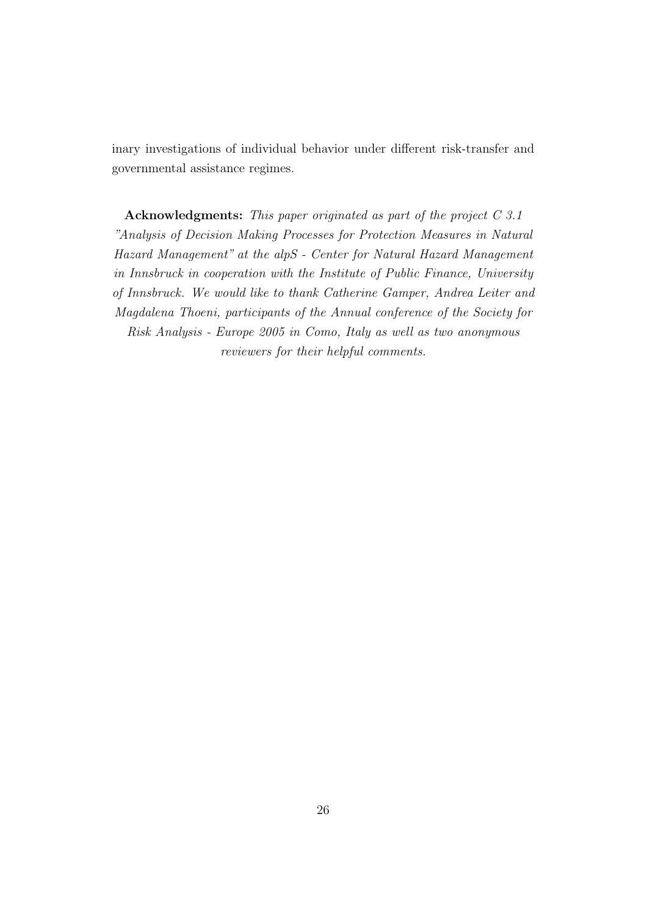inary investigations of individual behavior under different risk-transfer and governmental assistance regimes.

**Acknowledgments:** *This paper originated as part of the project C 3.1 "Analysis of Decision Making Processes for Protection Measures in Natural Hazard Management" at the alpS - Center for Natural Hazard Management in Innsbruck in cooperation with the Institute of Public Finance, University of Innsbruck. We would like to thank Catherine Gamper, Andrea Leiter and Magdalena Thoeni, participants of the Annual conference of the Society for Risk Analysis - Europe 2005 in Como, Italy as well as two anonymous reviewers for their helpful comments.*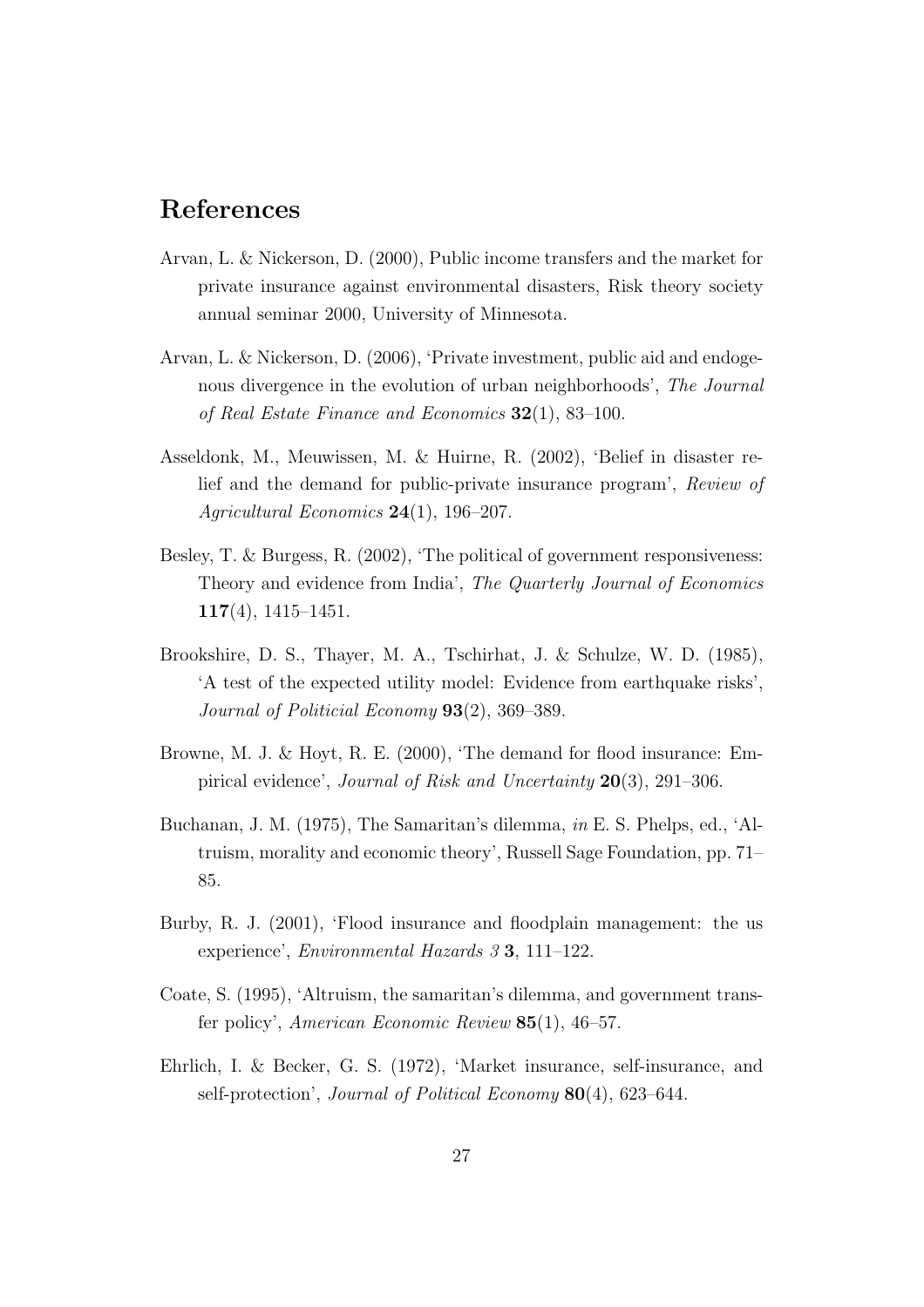# References

Arvan, L. & Nickerson, D. (2000), Public income transfers and the market for private insurance against environmental disasters, Risk theory society annual seminar 2000, University of Minnesota.

Arvan, L. & Nickerson, D. (2006), 'Private investment, public aid and endogenous divergence in the evolution of urban neighborhoods', *The Journal of Real Estate Finance and Economics* **32**(1), 83–100.

Asseldonk, M., Meuwissen, M. & Huirne, R. (2002), 'Belief in disaster relief and the demand for public-private insurance program', *Review of Agricultural Economics* **24**(1), 196–207.

Besley, T. & Burgess, R. (2002), 'The political of government responsiveness: Theory and evidence from India', *The Quarterly Journal of Economics* **117**(4), 1415–1451.

Brookshire, D. S., Thayer, M. A., Tschirhat, J. & Schulze, W. D. (1985), 'A test of the expected utility model: Evidence from earthquake risks', *Journal of Politicial Economy* **93**(2), 369–389.

Browne, M. J. & Hoyt, R. E. (2000), 'The demand for flood insurance: Empirical evidence', *Journal of Risk and Uncertainty* **20**(3), 291–306.

Buchanan, J. M. (1975), The Samaritan's dilemma, *in* E. S. Phelps, ed., 'Altruism, morality and economic theory', Russell Sage Foundation, pp. 71–85.

Burby, R. J. (2001), 'Flood insurance and floodplain management: the us experience', *Environmental Hazards 3* **3**, 111–122.

Coate, S. (1995), 'Altruism, the samaritan's dilemma, and government transfer policy', *American Economic Review* **85**(1), 46–57.

Ehrlich, I. & Becker, G. S. (1972), 'Market insurance, self-insurance, and self-protection', *Journal of Political Economy* **80**(4), 623–644.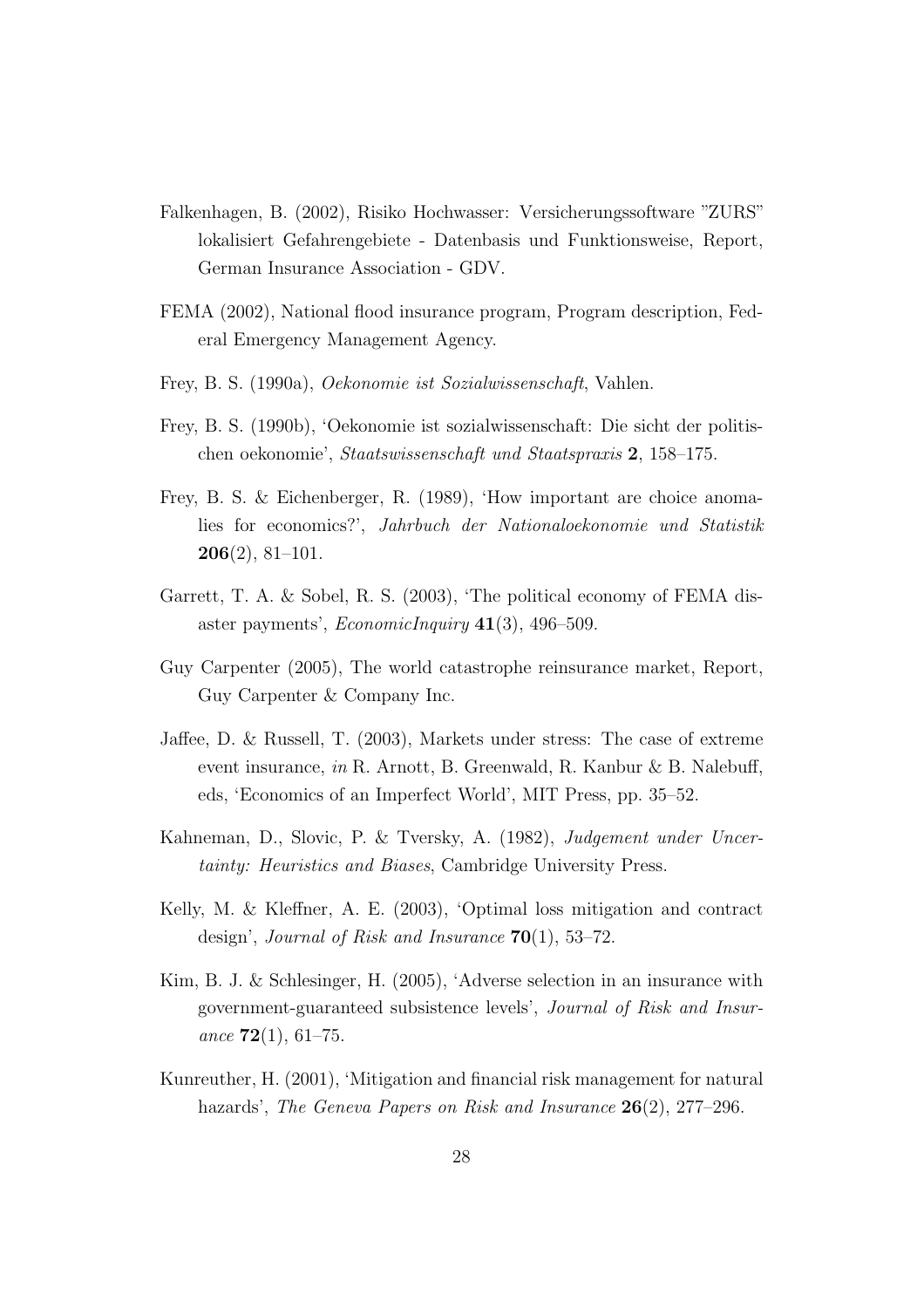Falkenhagen, B. (2002), Risiko Hochwasser: Versicherungssoftware "ZURS" lokalisiert Gefahrengebiete - Datenbasis und Funktionsweise, Report, German Insurance Association - GDV.

FEMA (2002), National flood insurance program, Program description, Federal Emergency Management Agency.

Frey, B. S. (1990a), *Oekonomie ist Sozialwissenschaft*, Vahlen.

Frey, B. S. (1990b), 'Oekonomie ist sozialwissenschaft: Die sicht der politischen oekonomie', *Staatswissenschaft und Staatspraxis* **2**, 158–175.

Frey, B. S. & Eichenberger, R. (1989), 'How important are choice anomalies for economics?', *Jahrbuch der Nationaloekonomie und Statistik* **206**(2), 81–101.

Garrett, T. A. & Sobel, R. S. (2003), 'The political economy of FEMA disaster payments', *EconomicInquiry* **41**(3), 496–509.

Guy Carpenter (2005), The world catastrophe reinsurance market, Report, Guy Carpenter & Company Inc.

Jaffee, D. & Russell, T. (2003), Markets under stress: The case of extreme event insurance, *in* R. Arnott, B. Greenwald, R. Kanbur & B. Nalebuff, eds, 'Economics of an Imperfect World', MIT Press, pp. 35–52.

Kahneman, D., Slovic, P. & Tversky, A. (1982), *Judgement under Uncertainty: Heuristics and Biases*, Cambridge University Press.

Kelly, M. & Kleffner, A. E. (2003), 'Optimal loss mitigation and contract design', *Journal of Risk and Insurance* **70**(1), 53–72.

Kim, B. J. & Schlesinger, H. (2005), 'Adverse selection in an insurance with government-guaranteed subsistence levels', *Journal of Risk and Insurance* **72**(1), 61–75.

Kunreuther, H. (2001), 'Mitigation and financial risk management for natural hazards', *The Geneva Papers on Risk and Insurance* **26**(2), 277–296.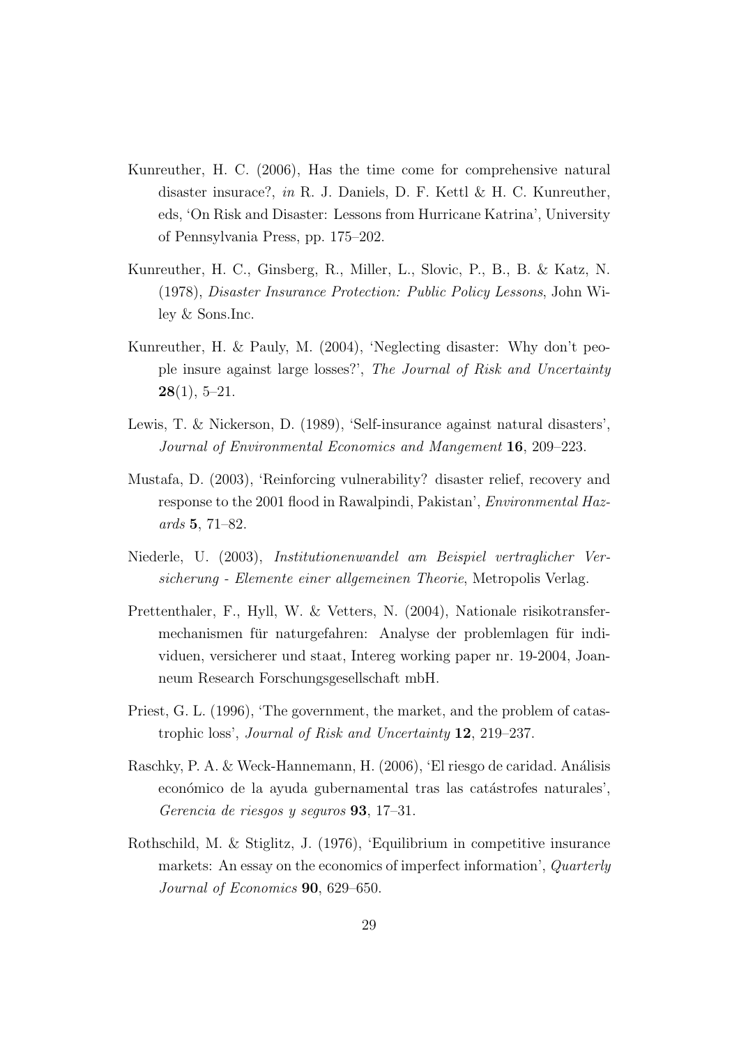Kunreuther, H. C. (2006), Has the time come for comprehensive natural disaster insurace?, *in* R. J. Daniels, D. F. Kettl & H. C. Kunreuther, eds, 'On Risk and Disaster: Lessons from Hurricane Katrina', University of Pennsylvania Press, pp. 175–202.

Kunreuther, H. C., Ginsberg, R., Miller, L., Slovic, P., B., B. & Katz, N. (1978), *Disaster Insurance Protection: Public Policy Lessons*, John Wiley & Sons.Inc.

Kunreuther, H. & Pauly, M. (2004), 'Neglecting disaster: Why don't people insure against large losses?', *The Journal of Risk and Uncertainty* **28**(1), 5–21.

Lewis, T. & Nickerson, D. (1989), 'Self-insurance against natural disasters', *Journal of Environmental Economics and Mangement* **16**, 209–223.

Mustafa, D. (2003), 'Reinforcing vulnerability? disaster relief, recovery and response to the 2001 flood in Rawalpindi, Pakistan', *Environmental Hazards* **5**, 71–82.

Niederle, U. (2003), *Institutionenwandel am Beispiel vertraglicher Versicherung - Elemente einer allgemeinen Theorie*, Metropolis Verlag.

Prettenthaler, F., Hyll, W. & Vetters, N. (2004), Nationale risikotransfermechanismen für naturgefahren: Analyse der problemlagen für individuen, versicherer und staat, Intereg working paper nr. 19-2004, Joanneum Research Forschungsgesellschaft mbH.

Priest, G. L. (1996), 'The government, the market, and the problem of catastrophic loss', *Journal of Risk and Uncertainty* **12**, 219–237.

Raschky, P. A. & Weck-Hannemann, H. (2006), 'El riesgo de caridad. Análisis económico de la ayuda gubernamental tras las catástrofes naturales', *Gerencia de riesgos y seguros* **93**, 17–31.

Rothschild, M. & Stiglitz, J. (1976), 'Equilibrium in competitive insurance markets: An essay on the economics of imperfect information', *Quarterly Journal of Economics* **90**, 629–650.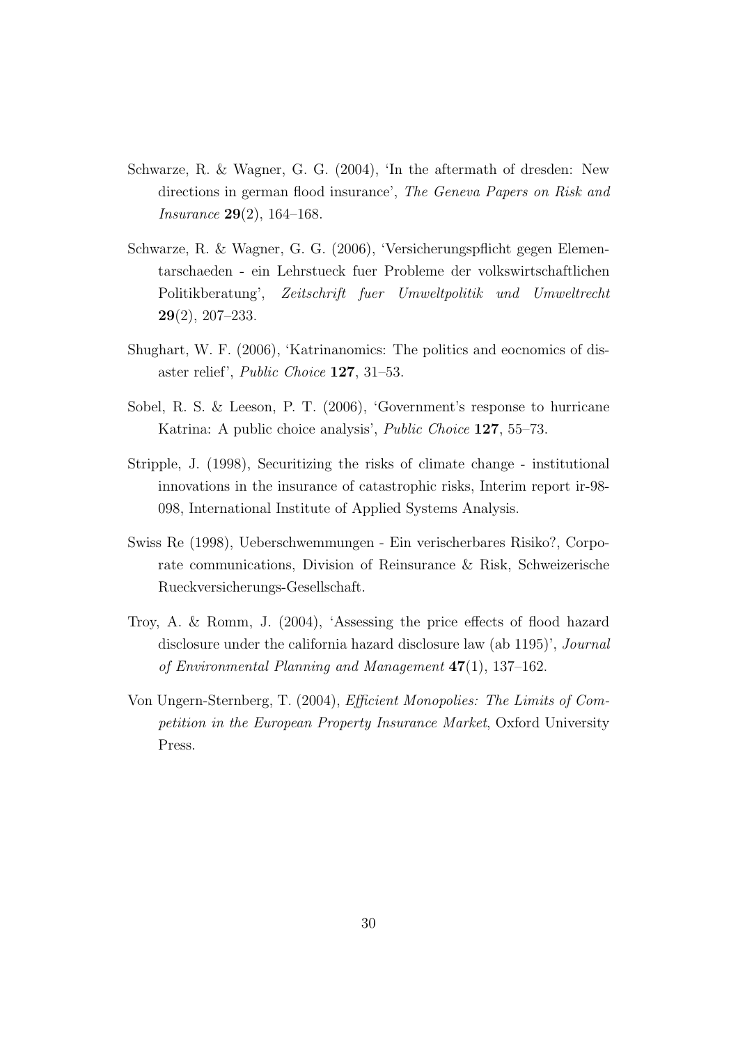Schwarze, R. & Wagner, G. G. (2004), 'In the aftermath of dresden: New directions in german flood insurance', *The Geneva Papers on Risk and Insurance* **29**(2), 164–168.

Schwarze, R. & Wagner, G. G. (2006), 'Versicherungspflicht gegen Elementarschaeden - ein Lehrstueck fuer Probleme der volkswirtschaftlichen Politikberatung', *Zeitschrift fuer Umweltpolitik und Umweltrecht* **29**(2), 207–233.

Shughart, W. F. (2006), 'Katrinanomics: The politics and eocnomics of disaster relief', *Public Choice* **127**, 31–53.

Sobel, R. S. & Leeson, P. T. (2006), 'Government's response to hurricane Katrina: A public choice analysis', *Public Choice* **127**, 55–73.

Stripple, J. (1998), Securitizing the risks of climate change - institutional innovations in the insurance of catastrophic risks, Interim report ir-98-098, International Institute of Applied Systems Analysis.

Swiss Re (1998), Ueberschwemmungen - Ein verischerbares Risiko?, Corporate communications, Division of Reinsurance & Risk, Schweizerische Rueckversicherungs-Gesellschaft.

Troy, A. & Romm, J. (2004), 'Assessing the price effects of flood hazard disclosure under the california hazard disclosure law (ab 1195)', *Journal of Environmental Planning and Management* **47**(1), 137–162.

Von Ungern-Sternberg, T. (2004), *Efficient Monopolies: The Limits of Competition in the European Property Insurance Market*, Oxford University Press.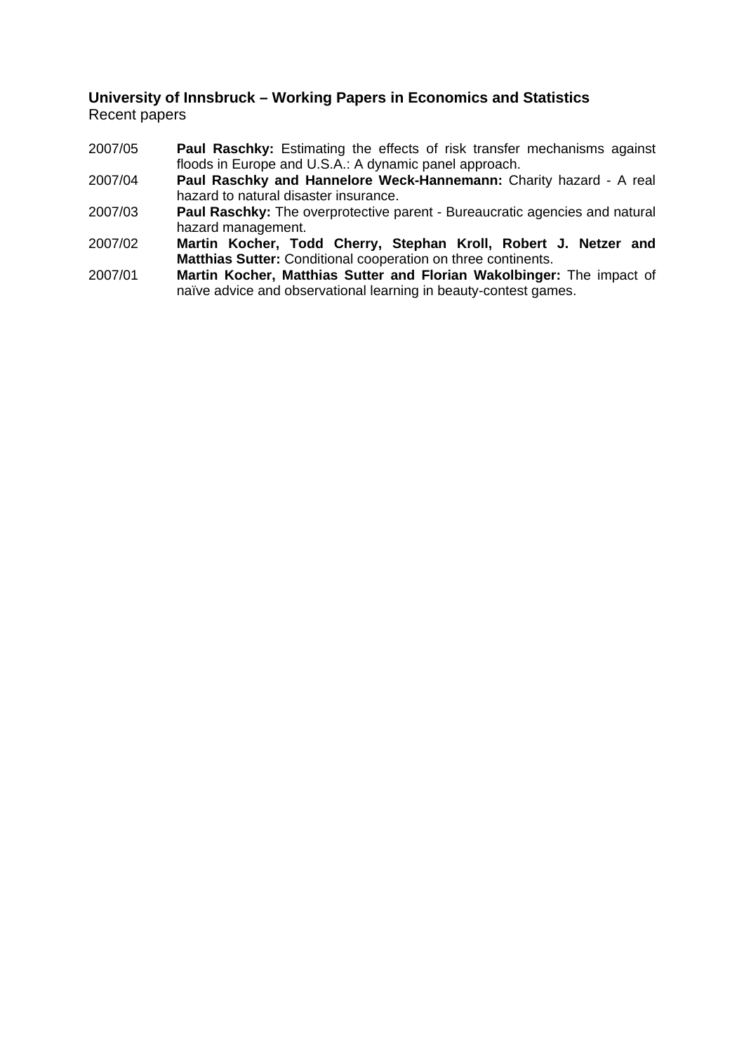**University of Innsbruck – Working Papers in Economics and Statistics**
Recent papers

2007/05 **Paul Raschky:** Estimating the effects of risk transfer mechanisms against floods in Europe and U.S.A.: A dynamic panel approach.

2007/04 **Paul Raschky and Hannelore Weck-Hannemann:** Charity hazard - A real hazard to natural disaster insurance.

2007/03 **Paul Raschky:** The overprotective parent - Bureaucratic agencies and natural hazard management.

2007/02 **Martin Kocher, Todd Cherry, Stephan Kroll, Robert J. Netzer and Matthias Sutter:** Conditional cooperation on three continents.

2007/01 **Martin Kocher, Matthias Sutter and Florian Wakolbinger:** The impact of naïve advice and observational learning in beauty-contest games.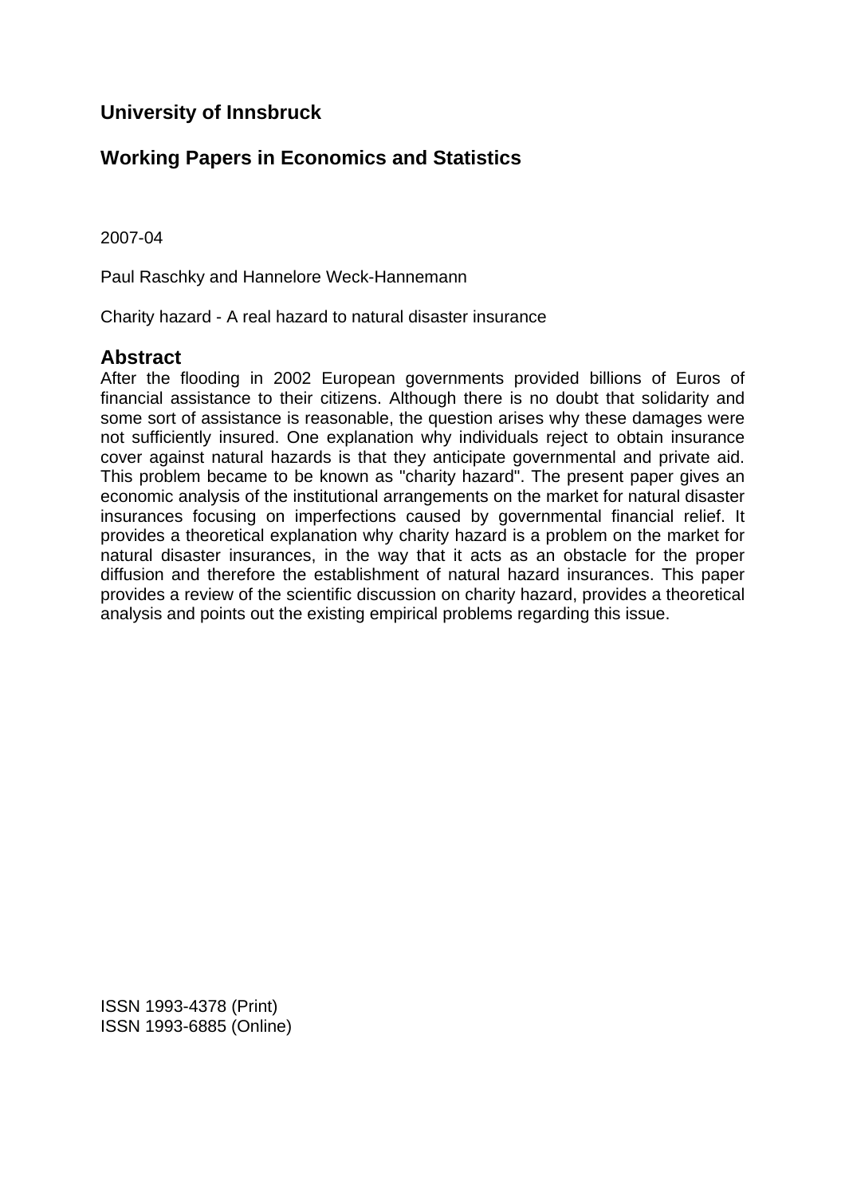**University of Innsbruck**

**Working Papers in Economics and Statistics**

2007-04

Paul Raschky and Hannelore Weck-Hannemann

Charity hazard - A real hazard to natural disaster insurance

## Abstract

After the flooding in 2002 European governments provided billions of Euros of financial assistance to their citizens. Although there is no doubt that solidarity and some sort of assistance is reasonable, the question arises why these damages were not sufficiently insured. One explanation why individuals reject to obtain insurance cover against natural hazards is that they anticipate governmental and private aid. This problem became to be known as "charity hazard". The present paper gives an economic analysis of the institutional arrangements on the market for natural disaster insurances focusing on imperfections caused by governmental financial relief. It provides a theoretical explanation why charity hazard is a problem on the market for natural disaster insurances, in the way that it acts as an obstacle for the proper diffusion and therefore the establishment of natural hazard insurances. This paper provides a review of the scientific discussion on charity hazard, provides a theoretical analysis and points out the existing empirical problems regarding this issue.

ISSN 1993-4378 (Print)
ISSN 1993-6885 (Online)